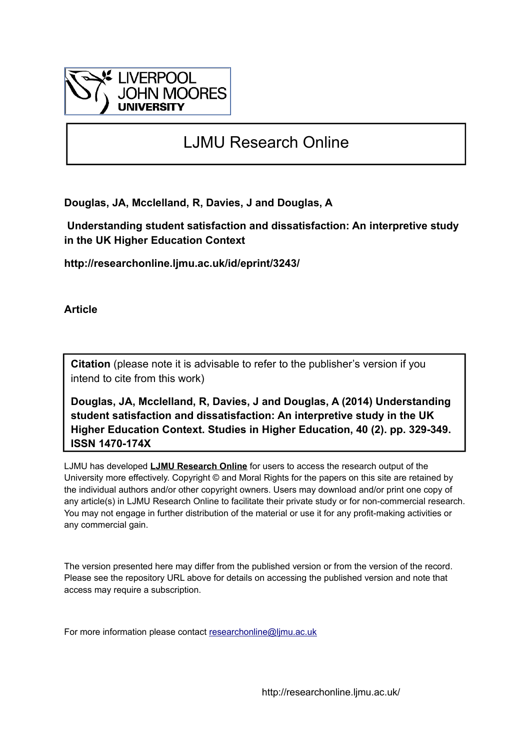LIVERPOOL JOHN MOORES UNIVERSITY

# LJMU Research Online

**Douglas, JA, Mcclelland, R, Davies, J and Douglas, A**

**Understanding student satisfaction and dissatisfaction: An interpretive study in the UK Higher Education Context**

**http://researchonline.ljmu.ac.uk/id/eprint/3243/**

**Article**

**Citation** (please note it is advisable to refer to the publisher's version if you intend to cite from this work)

**Douglas, JA, Mcclelland, R, Davies, J and Douglas, A (2014) Understanding student satisfaction and dissatisfaction: An interpretive study in the UK Higher Education Context. Studies in Higher Education, 40 (2). pp. 329-349. ISSN 1470-174X**

LJMU has developed **LJMU Research Online** for users to access the research output of the University more effectively. Copyright © and Moral Rights for the papers on this site are retained by the individual authors and/or other copyright owners. Users may download and/or print one copy of any article(s) in LJMU Research Online to facilitate their private study or for non-commercial research. You may not engage in further distribution of the material or use it for any profit-making activities or any commercial gain.

The version presented here may differ from the published version or from the version of the record. Please see the repository URL above for details on accessing the published version and note that access may require a subscription.

For more information please contact researchonline@ljmu.ac.uk

http://researchonline.ljmu.ac.uk/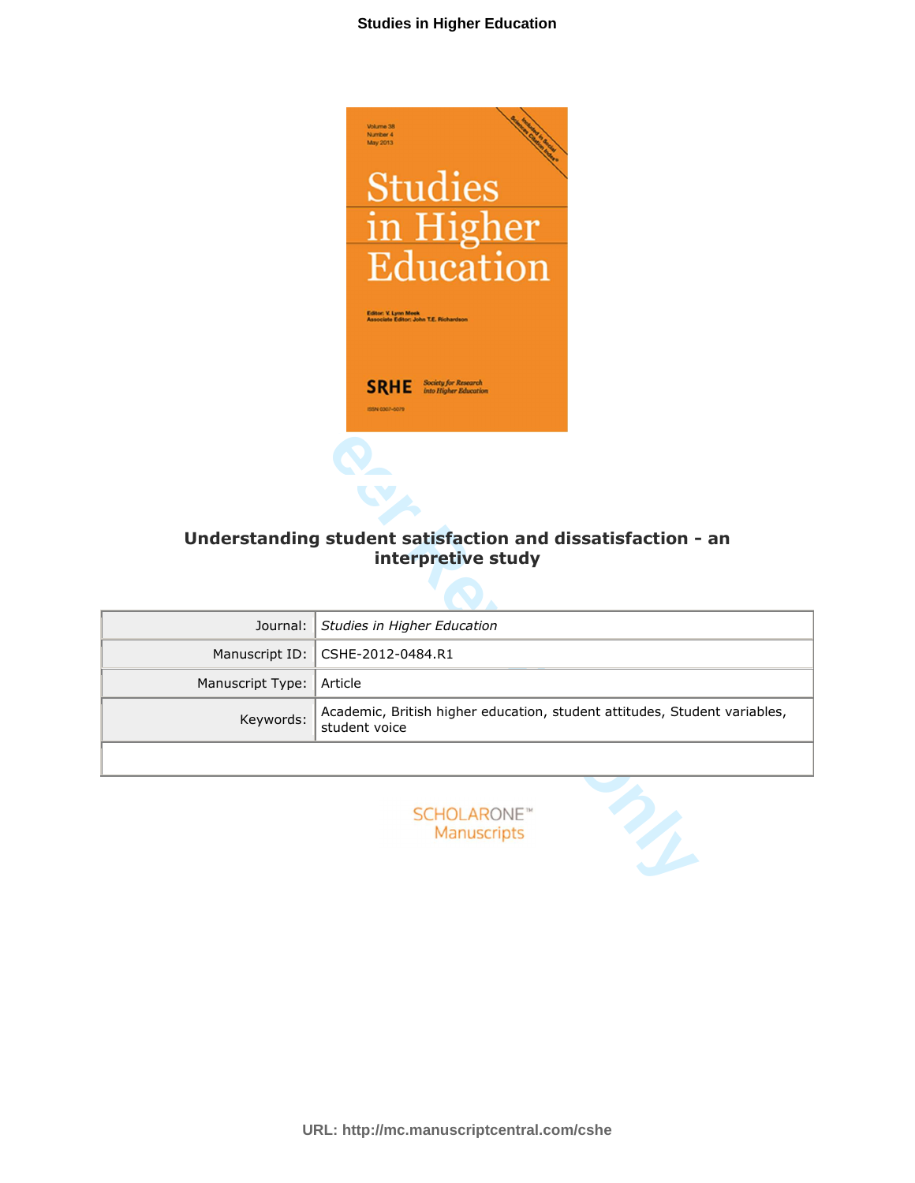# Understanding student satisfaction and dissatisfaction - an interpretive study

| Journal: | *Studies in Higher Education* |
|---|---|
| Manuscript ID: | CSHE-2012-0484.R1 |
| Manuscript Type: | Article |
| Keywords: | Academic, British higher education, student attitudes, Student variables, student voice |

SCHOLARONE™
Manuscripts

URL: http://mc.manuscriptcentral.com/cshe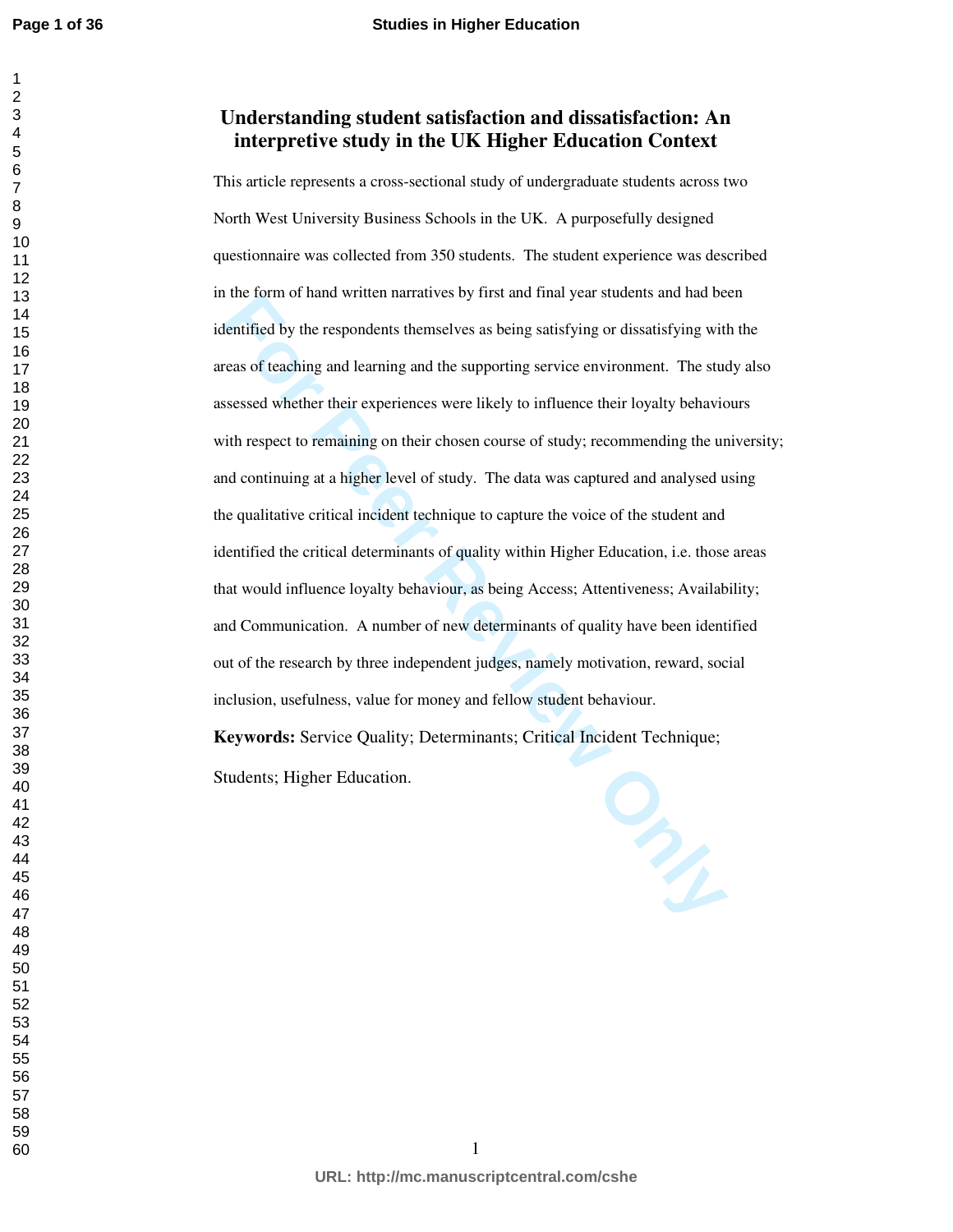# Understanding student satisfaction and dissatisfaction: An interpretive study in the UK Higher Education Context

This article represents a cross-sectional study of undergraduate students across two North West University Business Schools in the UK. A purposefully designed questionnaire was collected from 350 students. The student experience was described in the form of hand written narratives by first and final year students and had been identified by the respondents themselves as being satisfying or dissatisfying with the areas of teaching and learning and the supporting service environment. The study also assessed whether their experiences were likely to influence their loyalty behaviours with respect to remaining on their chosen course of study; recommending the university; and continuing at a higher level of study. The data was captured and analysed using the qualitative critical incident technique to capture the voice of the student and identified the critical determinants of quality within Higher Education, i.e. those areas that would influence loyalty behaviour, as being Access; Attentiveness; Availability; and Communication. A number of new determinants of quality have been identified out of the research by three independent judges, namely motivation, reward, social inclusion, usefulness, value for money and fellow student behaviour.

**Keywords:** Service Quality; Determinants; Critical Incident Technique; Students; Higher Education.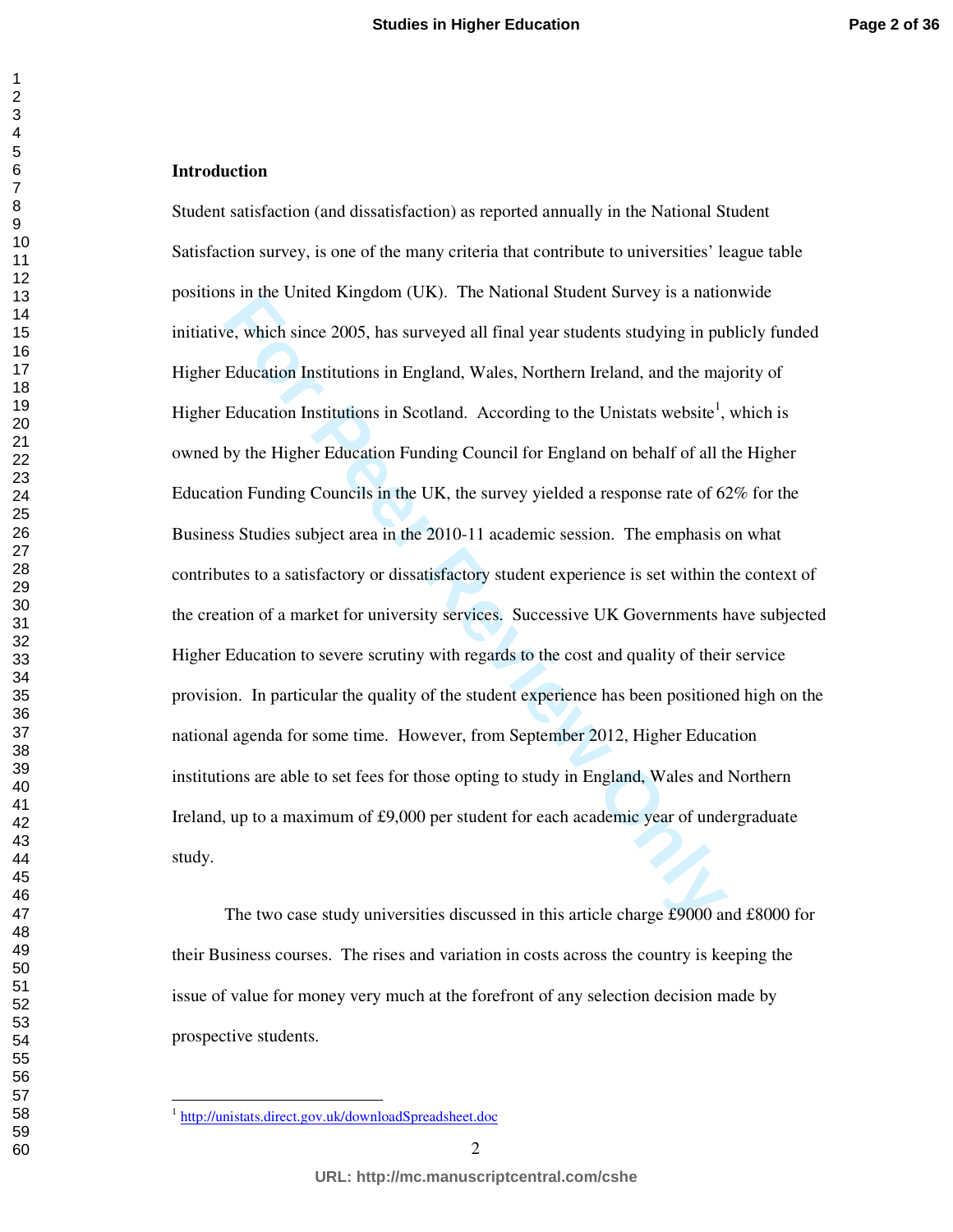## Introduction

Student satisfaction (and dissatisfaction) as reported annually in the National Student Satisfaction survey, is one of the many criteria that contribute to universities' league table positions in the United Kingdom (UK). The National Student Survey is a nationwide initiative, which since 2005, has surveyed all final year students studying in publicly funded Higher Education Institutions in England, Wales, Northern Ireland, and the majority of Higher Education Institutions in Scotland. According to the Unistats website[1], which is owned by the Higher Education Funding Council for England on behalf of all the Higher Education Funding Councils in the UK, the survey yielded a response rate of 62% for the Business Studies subject area in the 2010-11 academic session. The emphasis on what contributes to a satisfactory or dissatisfactory student experience is set within the context of the creation of a market for university services. Successive UK Governments have subjected Higher Education to severe scrutiny with regards to the cost and quality of their service provision. In particular the quality of the student experience has been positioned high on the national agenda for some time. However, from September 2012, Higher Education institutions are able to set fees for those opting to study in England, Wales and Northern Ireland, up to a maximum of £9,000 per student for each academic year of undergraduate study.

The two case study universities discussed in this article charge £9000 and £8000 for their Business courses. The rises and variation in costs across the country is keeping the issue of value for money very much at the forefront of any selection decision made by prospective students.

[1] http://unistats.direct.gov.uk/downloadSpreadsheet.doc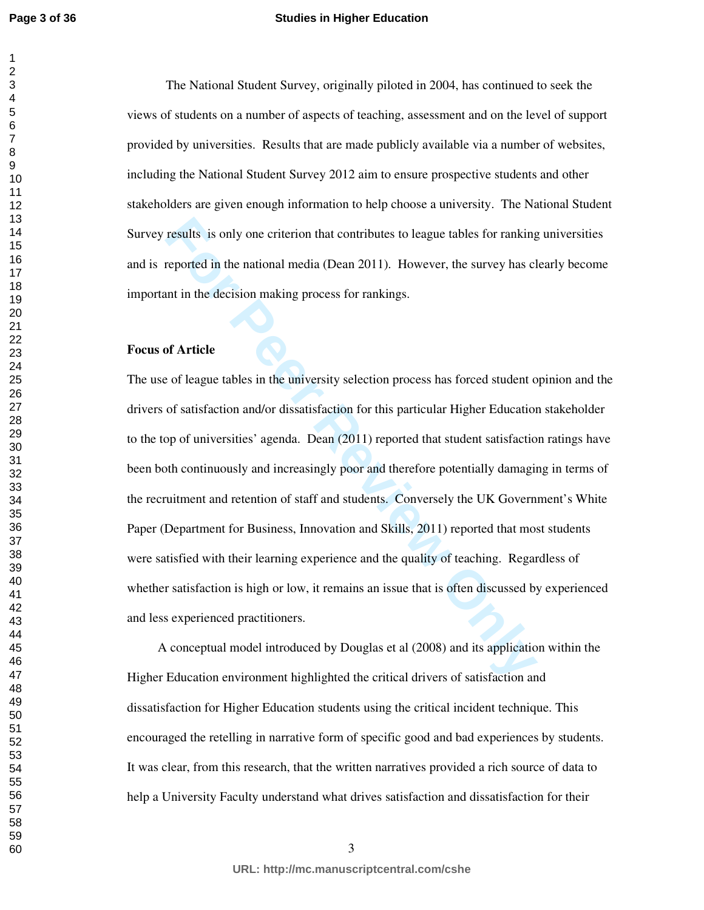The National Student Survey, originally piloted in 2004, has continued to seek the views of students on a number of aspects of teaching, assessment and on the level of support provided by universities. Results that are made publicly available via a number of websites, including the National Student Survey 2012 aim to ensure prospective students and other stakeholders are given enough information to help choose a university. The National Student Survey results is only one criterion that contributes to league tables for ranking universities and is reported in the national media (Dean 2011). However, the survey has clearly become important in the decision making process for rankings.

**Focus of Article**

The use of league tables in the university selection process has forced student opinion and the drivers of satisfaction and/or dissatisfaction for this particular Higher Education stakeholder to the top of universities' agenda. Dean (2011) reported that student satisfaction ratings have been both continuously and increasingly poor and therefore potentially damaging in terms of the recruitment and retention of staff and students. Conversely the UK Government's White Paper (Department for Business, Innovation and Skills, 2011) reported that most students were satisfied with their learning experience and the quality of teaching. Regardless of whether satisfaction is high or low, it remains an issue that is often discussed by experienced and less experienced practitioners.

A conceptual model introduced by Douglas et al (2008) and its application within the Higher Education environment highlighted the critical drivers of satisfaction and dissatisfaction for Higher Education students using the critical incident technique. This encouraged the retelling in narrative form of specific good and bad experiences by students. It was clear, from this research, that the written narratives provided a rich source of data to help a University Faculty understand what drives satisfaction and dissatisfaction for their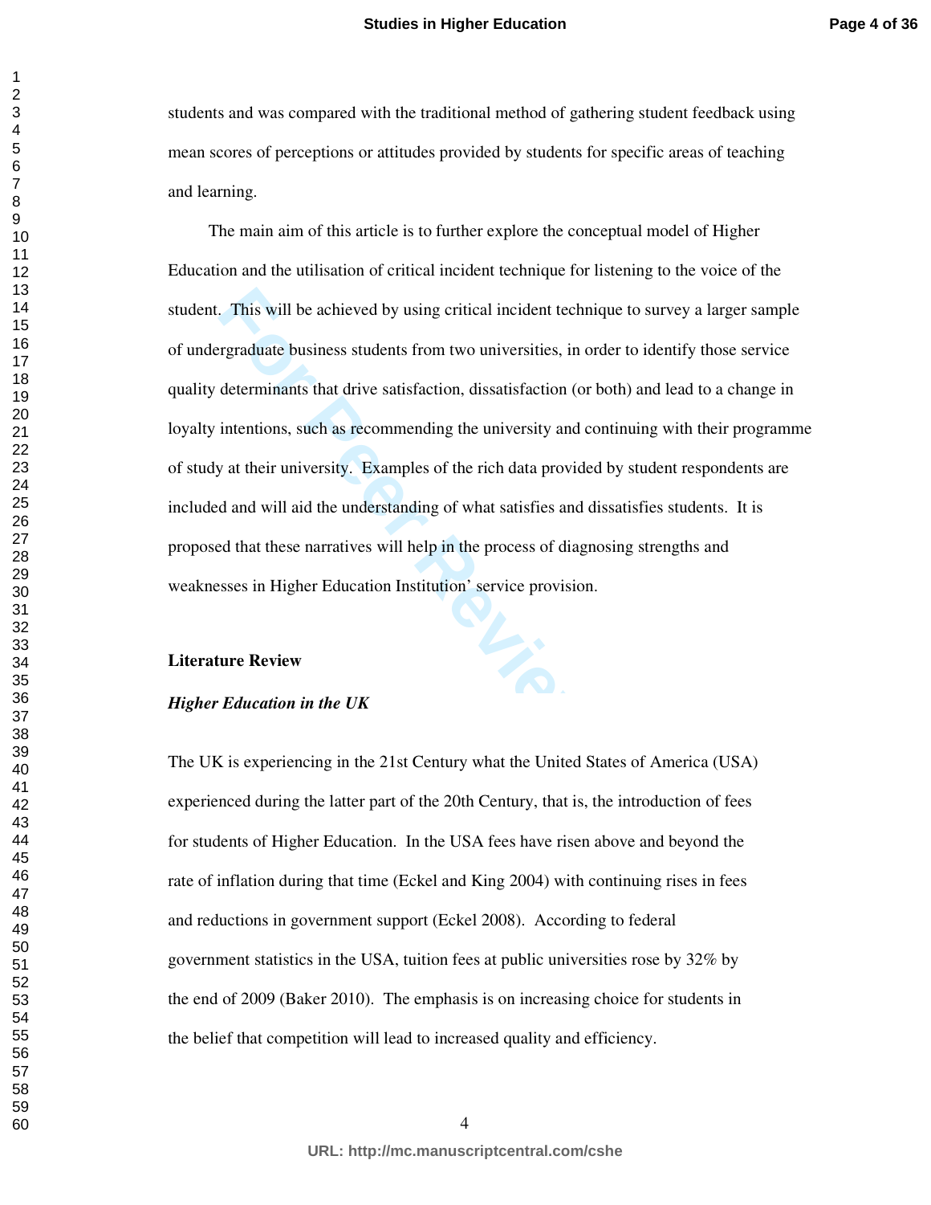students and was compared with the traditional method of gathering student feedback using mean scores of perceptions or attitudes provided by students for specific areas of teaching and learning.

The main aim of this article is to further explore the conceptual model of Higher Education and the utilisation of critical incident technique for listening to the voice of the student. This will be achieved by using critical incident technique to survey a larger sample of undergraduate business students from two universities, in order to identify those service quality determinants that drive satisfaction, dissatisfaction (or both) and lead to a change in loyalty intentions, such as recommending the university and continuing with their programme of study at their university. Examples of the rich data provided by student respondents are included and will aid the understanding of what satisfies and dissatisfies students. It is proposed that these narratives will help in the process of diagnosing strengths and weaknesses in Higher Education Institution' service provision.

## Literature Review

### *Higher Education in the UK*

The UK is experiencing in the 21st Century what the United States of America (USA) experienced during the latter part of the 20th Century, that is, the introduction of fees for students of Higher Education. In the USA fees have risen above and beyond the rate of inflation during that time (Eckel and King 2004) with continuing rises in fees and reductions in government support (Eckel 2008). According to federal government statistics in the USA, tuition fees at public universities rose by 32% by the end of 2009 (Baker 2010). The emphasis is on increasing choice for students in the belief that competition will lead to increased quality and efficiency.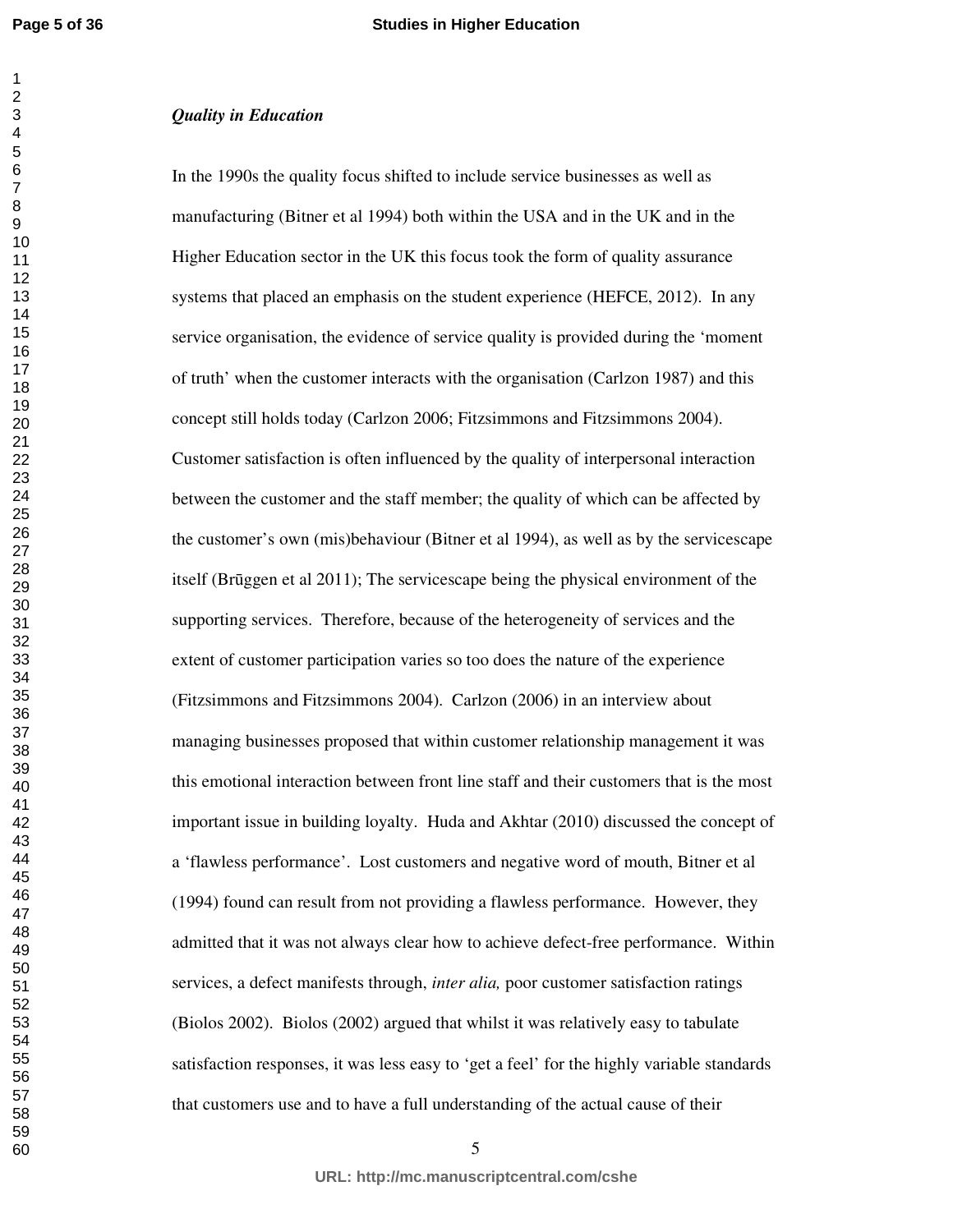### *Quality in Education*

In the 1990s the quality focus shifted to include service businesses as well as manufacturing (Bitner et al 1994) both within the USA and in the UK and in the Higher Education sector in the UK this focus took the form of quality assurance systems that placed an emphasis on the student experience (HEFCE, 2012). In any service organisation, the evidence of service quality is provided during the 'moment of truth' when the customer interacts with the organisation (Carlzon 1987) and this concept still holds today (Carlzon 2006; Fitzsimmons and Fitzsimmons 2004). Customer satisfaction is often influenced by the quality of interpersonal interaction between the customer and the staff member; the quality of which can be affected by the customer's own (mis)behaviour (Bitner et al 1994), as well as by the servicescape itself (Brūggen et al 2011); The servicescape being the physical environment of the supporting services. Therefore, because of the heterogeneity of services and the extent of customer participation varies so too does the nature of the experience (Fitzsimmons and Fitzsimmons 2004). Carlzon (2006) in an interview about managing businesses proposed that within customer relationship management it was this emotional interaction between front line staff and their customers that is the most important issue in building loyalty. Huda and Akhtar (2010) discussed the concept of a 'flawless performance'. Lost customers and negative word of mouth, Bitner et al (1994) found can result from not providing a flawless performance. However, they admitted that it was not always clear how to achieve defect-free performance. Within services, a defect manifests through, *inter alia,* poor customer satisfaction ratings (Biolos 2002). Biolos (2002) argued that whilst it was relatively easy to tabulate satisfaction responses, it was less easy to 'get a feel' for the highly variable standards that customers use and to have a full understanding of the actual cause of their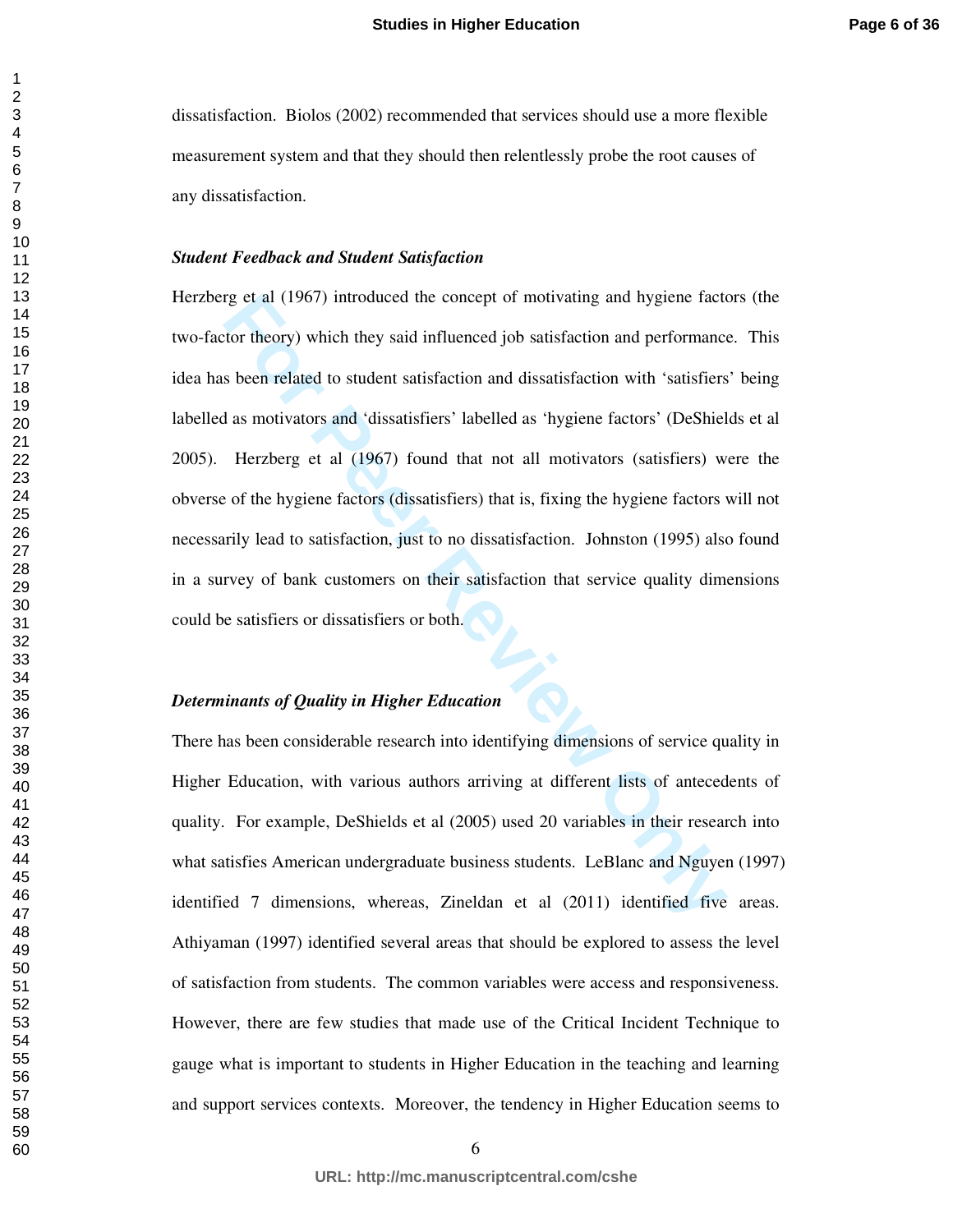dissatisfaction. Biolos (2002) recommended that services should use a more flexible measurement system and that they should then relentlessly probe the root causes of any dissatisfaction.

***Student Feedback and Student Satisfaction***

Herzberg et al (1967) introduced the concept of motivating and hygiene factors (the two-factor theory) which they said influenced job satisfaction and performance. This idea has been related to student satisfaction and dissatisfaction with 'satisfiers' being labelled as motivators and 'dissatisfiers' labelled as 'hygiene factors' (DeShields et al 2005). Herzberg et al (1967) found that not all motivators (satisfiers) were the obverse of the hygiene factors (dissatisfiers) that is, fixing the hygiene factors will not necessarily lead to satisfaction, just to no dissatisfaction. Johnston (1995) also found in a survey of bank customers on their satisfaction that service quality dimensions could be satisfiers or dissatisfiers or both.

***Determinants of Quality in Higher Education***

There has been considerable research into identifying dimensions of service quality in Higher Education, with various authors arriving at different lists of antecedents of quality. For example, DeShields et al (2005) used 20 variables in their research into what satisfies American undergraduate business students. LeBlanc and Nguyen (1997) identified 7 dimensions, whereas, Zineldan et al (2011) identified five areas. Athiyaman (1997) identified several areas that should be explored to assess the level of satisfaction from students. The common variables were access and responsiveness. However, there are few studies that made use of the Critical Incident Technique to gauge what is important to students in Higher Education in the teaching and learning and support services contexts. Moreover, the tendency in Higher Education seems to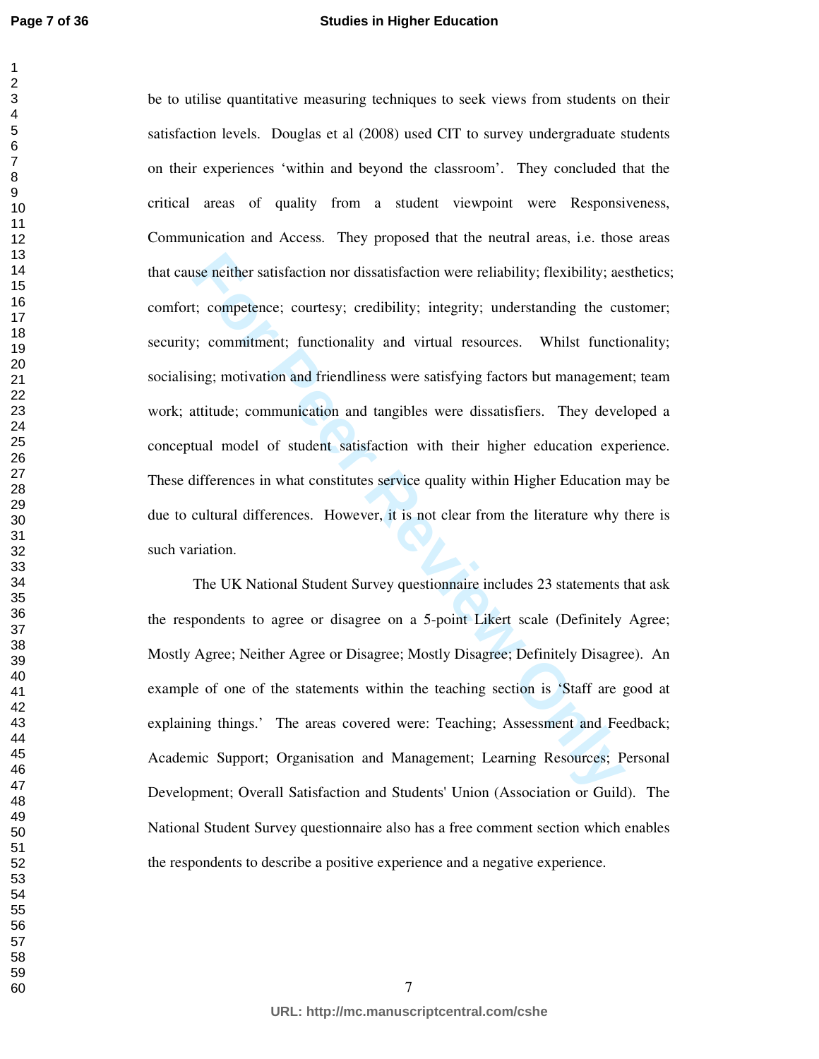be to utilise quantitative measuring techniques to seek views from students on their satisfaction levels. Douglas et al (2008) used CIT to survey undergraduate students on their experiences 'within and beyond the classroom'. They concluded that the critical areas of quality from a student viewpoint were Responsiveness, Communication and Access. They proposed that the neutral areas, i.e. those areas that cause neither satisfaction nor dissatisfaction were reliability; flexibility; aesthetics; comfort; competence; courtesy; credibility; integrity; understanding the customer; security; commitment; functionality and virtual resources. Whilst functionality; socialising; motivation and friendliness were satisfying factors but management; team work; attitude; communication and tangibles were dissatisfiers. They developed a conceptual model of student satisfaction with their higher education experience. These differences in what constitutes service quality within Higher Education may be due to cultural differences. However, it is not clear from the literature why there is such variation.

The UK National Student Survey questionnaire includes 23 statements that ask the respondents to agree or disagree on a 5-point Likert scale (Definitely Agree; Mostly Agree; Neither Agree or Disagree; Mostly Disagree; Definitely Disagree). An example of one of the statements within the teaching section is 'Staff are good at explaining things.' The areas covered were: Teaching; Assessment and Feedback; Academic Support; Organisation and Management; Learning Resources; Personal Development; Overall Satisfaction and Students' Union (Association or Guild). The National Student Survey questionnaire also has a free comment section which enables the respondents to describe a positive experience and a negative experience.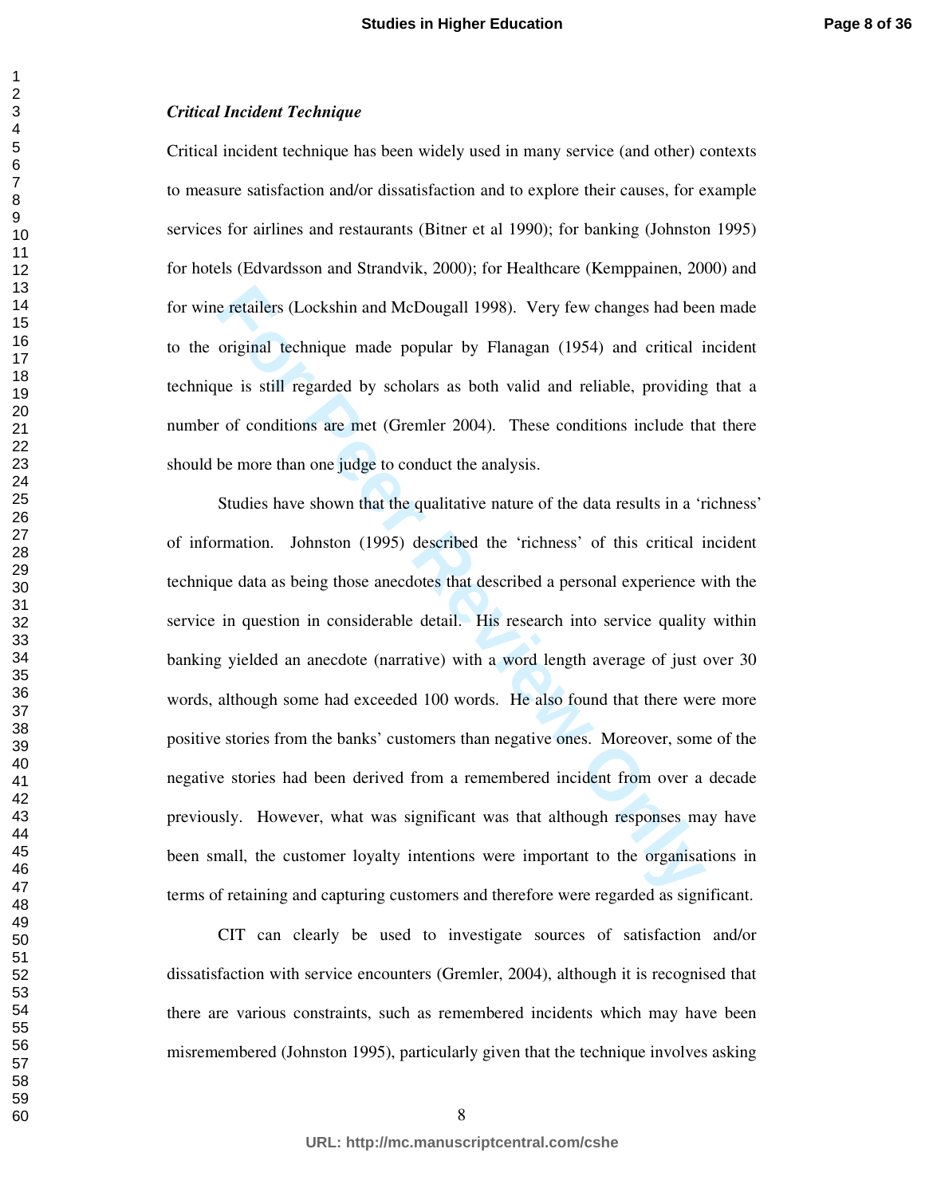***Critical Incident Technique***

Critical incident technique has been widely used in many service (and other) contexts to measure satisfaction and/or dissatisfaction and to explore their causes, for example services for airlines and restaurants (Bitner et al 1990); for banking (Johnston 1995) for hotels (Edvardsson and Strandvik, 2000); for Healthcare (Kemppainen, 2000) and for wine retailers (Lockshin and McDougall 1998). Very few changes had been made to the original technique made popular by Flanagan (1954) and critical incident technique is still regarded by scholars as both valid and reliable, providing that a number of conditions are met (Gremler 2004). These conditions include that there should be more than one judge to conduct the analysis.

Studies have shown that the qualitative nature of the data results in a 'richness' of information. Johnston (1995) described the 'richness' of this critical incident technique data as being those anecdotes that described a personal experience with the service in question in considerable detail. His research into service quality within banking yielded an anecdote (narrative) with a word length average of just over 30 words, although some had exceeded 100 words. He also found that there were more positive stories from the banks' customers than negative ones. Moreover, some of the negative stories had been derived from a remembered incident from over a decade previously. However, what was significant was that although responses may have been small, the customer loyalty intentions were important to the organisations in terms of retaining and capturing customers and therefore were regarded as significant.

CIT can clearly be used to investigate sources of satisfaction and/or dissatisfaction with service encounters (Gremler, 2004), although it is recognised that there are various constraints, such as remembered incidents which may have been misremembered (Johnston 1995), particularly given that the technique involves asking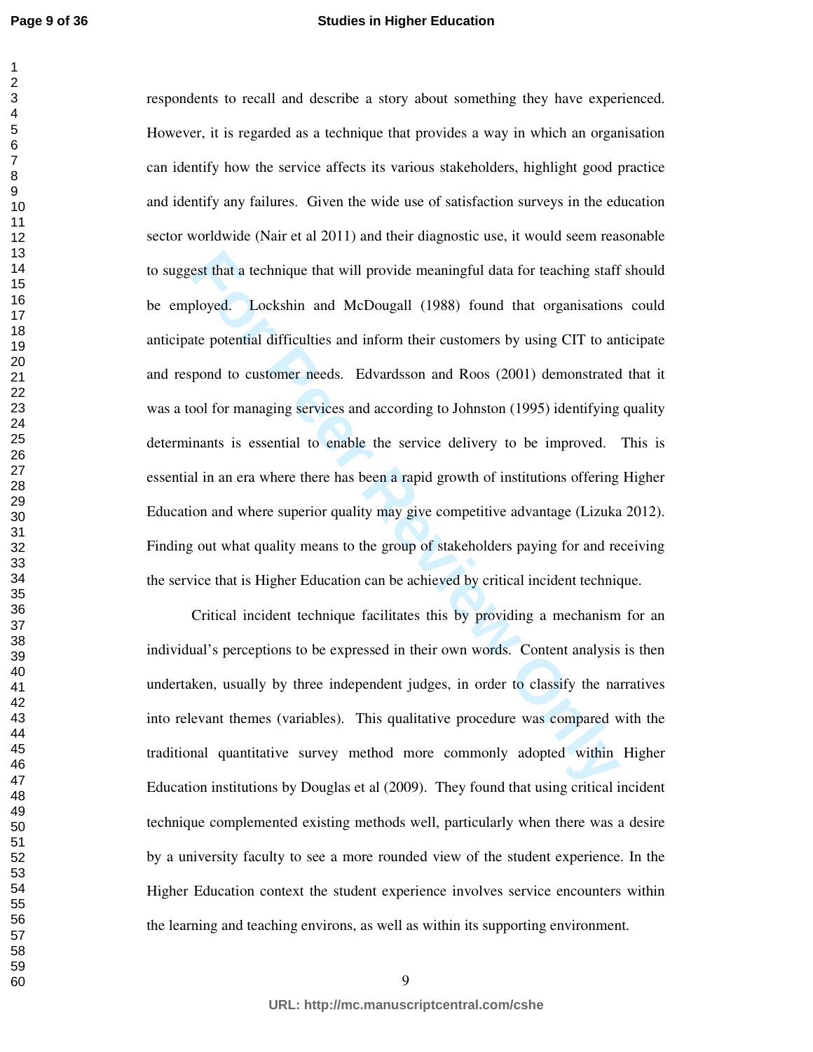respondents to recall and describe a story about something they have experienced. However, it is regarded as a technique that provides a way in which an organisation can identify how the service affects its various stakeholders, highlight good practice and identify any failures. Given the wide use of satisfaction surveys in the education sector worldwide (Nair et al 2011) and their diagnostic use, it would seem reasonable to suggest that a technique that will provide meaningful data for teaching staff should be employed. Lockshin and McDougall (1988) found that organisations could anticipate potential difficulties and inform their customers by using CIT to anticipate and respond to customer needs. Edvardsson and Roos (2001) demonstrated that it was a tool for managing services and according to Johnston (1995) identifying quality determinants is essential to enable the service delivery to be improved. This is essential in an era where there has been a rapid growth of institutions offering Higher Education and where superior quality may give competitive advantage (Lizuka 2012). Finding out what quality means to the group of stakeholders paying for and receiving the service that is Higher Education can be achieved by critical incident technique.

Critical incident technique facilitates this by providing a mechanism for an individual's perceptions to be expressed in their own words. Content analysis is then undertaken, usually by three independent judges, in order to classify the narratives into relevant themes (variables). This qualitative procedure was compared with the traditional quantitative survey method more commonly adopted within Higher Education institutions by Douglas et al (2009). They found that using critical incident technique complemented existing methods well, particularly when there was a desire by a university faculty to see a more rounded view of the student experience. In the Higher Education context the student experience involves service encounters within the learning and teaching environs, as well as within its supporting environment.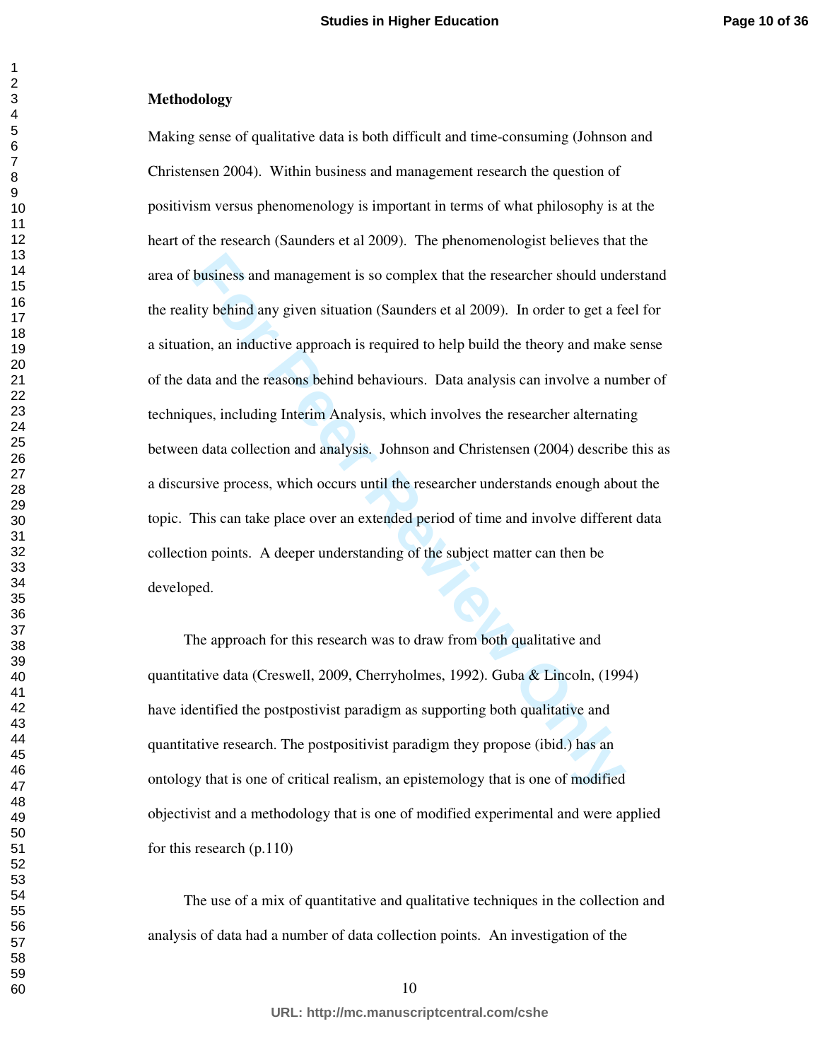**Methodology**

Making sense of qualitative data is both difficult and time-consuming (Johnson and Christensen 2004). Within business and management research the question of positivism versus phenomenology is important in terms of what philosophy is at the heart of the research (Saunders et al 2009). The phenomenologist believes that the area of business and management is so complex that the researcher should understand the reality behind any given situation (Saunders et al 2009). In order to get a feel for a situation, an inductive approach is required to help build the theory and make sense of the data and the reasons behind behaviours. Data analysis can involve a number of techniques, including Interim Analysis, which involves the researcher alternating between data collection and analysis. Johnson and Christensen (2004) describe this as a discursive process, which occurs until the researcher understands enough about the topic. This can take place over an extended period of time and involve different data collection points. A deeper understanding of the subject matter can then be developed.

The approach for this research was to draw from both qualitative and quantitative data (Creswell, 2009, Cherryholmes, 1992). Guba & Lincoln, (1994) have identified the postpostivist paradigm as supporting both qualitative and quantitative research. The postpositivist paradigm they propose (ibid.) has an ontology that is one of critical realism, an epistemology that is one of modified objectivist and a methodology that is one of modified experimental and were applied for this research (p.110)

The use of a mix of quantitative and qualitative techniques in the collection and analysis of data had a number of data collection points. An investigation of the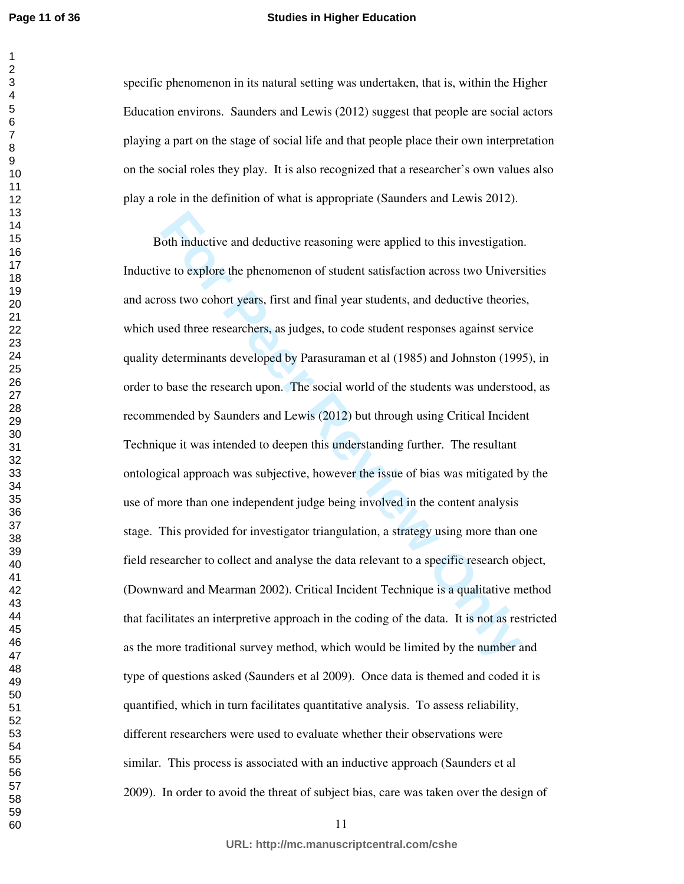specific phenomenon in its natural setting was undertaken, that is, within the Higher Education environs. Saunders and Lewis (2012) suggest that people are social actors playing a part on the stage of social life and that people place their own interpretation on the social roles they play. It is also recognized that a researcher's own values also play a role in the definition of what is appropriate (Saunders and Lewis 2012).

Both inductive and deductive reasoning were applied to this investigation. Inductive to explore the phenomenon of student satisfaction across two Universities and across two cohort years, first and final year students, and deductive theories, which used three researchers, as judges, to code student responses against service quality determinants developed by Parasuraman et al (1985) and Johnston (1995), in order to base the research upon. The social world of the students was understood, as recommended by Saunders and Lewis (2012) but through using Critical Incident Technique it was intended to deepen this understanding further. The resultant ontological approach was subjective, however the issue of bias was mitigated by the use of more than one independent judge being involved in the content analysis stage. This provided for investigator triangulation, a strategy using more than one field researcher to collect and analyse the data relevant to a specific research object, (Downward and Mearman 2002). Critical Incident Technique is a qualitative method that facilitates an interpretive approach in the coding of the data. It is not as restricted as the more traditional survey method, which would be limited by the number and type of questions asked (Saunders et al 2009). Once data is themed and coded it is quantified, which in turn facilitates quantitative analysis. To assess reliability, different researchers were used to evaluate whether their observations were similar. This process is associated with an inductive approach (Saunders et al 2009). In order to avoid the threat of subject bias, care was taken over the design of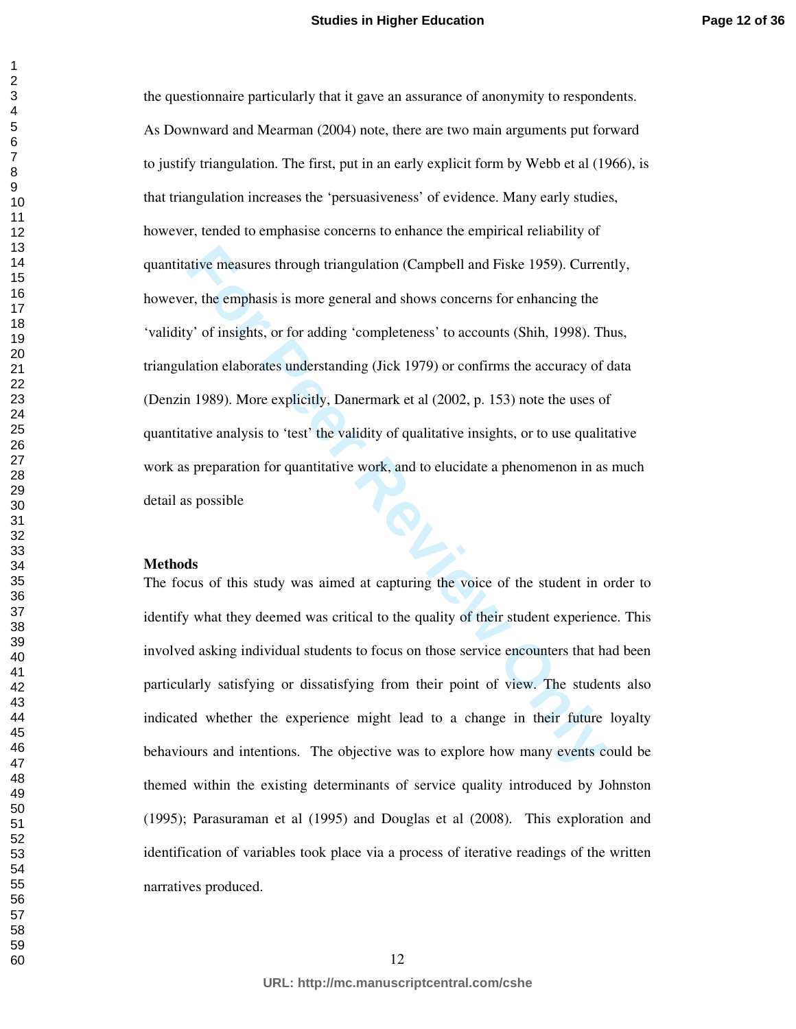the questionnaire particularly that it gave an assurance of anonymity to respondents. As Downward and Mearman (2004) note, there are two main arguments put forward to justify triangulation. The first, put in an early explicit form by Webb et al (1966), is that triangulation increases the 'persuasiveness' of evidence. Many early studies, however, tended to emphasise concerns to enhance the empirical reliability of quantitative measures through triangulation (Campbell and Fiske 1959). Currently, however, the emphasis is more general and shows concerns for enhancing the 'validity' of insights, or for adding 'completeness' to accounts (Shih, 1998). Thus, triangulation elaborates understanding (Jick 1979) or confirms the accuracy of data (Denzin 1989). More explicitly, Danermark et al (2002, p. 153) note the uses of quantitative analysis to 'test' the validity of qualitative insights, or to use qualitative work as preparation for quantitative work, and to elucidate a phenomenon in as much detail as possible

**Methods**

The focus of this study was aimed at capturing the voice of the student in order to identify what they deemed was critical to the quality of their student experience. This involved asking individual students to focus on those service encounters that had been particularly satisfying or dissatisfying from their point of view. The students also indicated whether the experience might lead to a change in their future loyalty behaviours and intentions. The objective was to explore how many events could be themed within the existing determinants of service quality introduced by Johnston (1995); Parasuraman et al (1995) and Douglas et al (2008). This exploration and identification of variables took place via a process of iterative readings of the written narratives produced.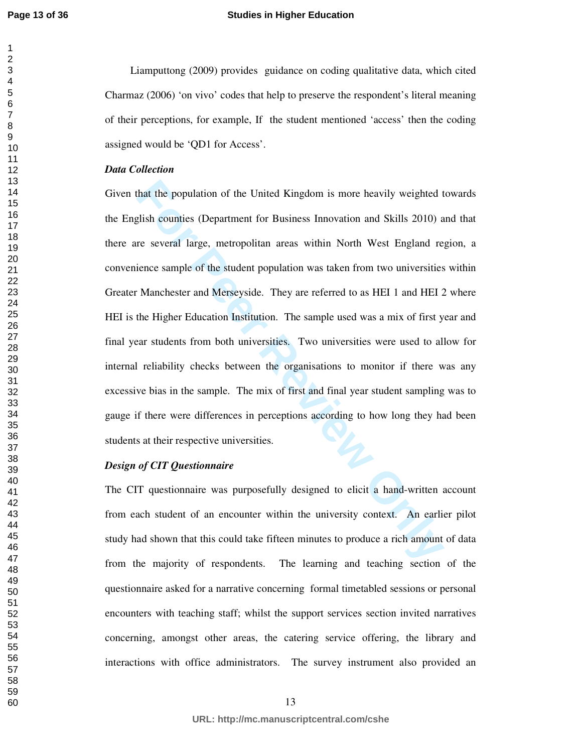Liamputtong (2009) provides guidance on coding qualitative data, which cited Charmaz (2006) 'on vivo' codes that help to preserve the respondent's literal meaning of their perceptions, for example, If the student mentioned 'access' then the coding assigned would be 'QD1 for Access'.

***Data Collection***

Given that the population of the United Kingdom is more heavily weighted towards the English counties (Department for Business Innovation and Skills 2010) and that there are several large, metropolitan areas within North West England region, a convenience sample of the student population was taken from two universities within Greater Manchester and Merseyside. They are referred to as HEI 1 and HEI 2 where HEI is the Higher Education Institution. The sample used was a mix of first year and final year students from both universities. Two universities were used to allow for internal reliability checks between the organisations to monitor if there was any excessive bias in the sample. The mix of first and final year student sampling was to gauge if there were differences in perceptions according to how long they had been students at their respective universities.

***Design of CIT Questionnaire***

The CIT questionnaire was purposefully designed to elicit a hand-written account from each student of an encounter within the university context. An earlier pilot study had shown that this could take fifteen minutes to produce a rich amount of data from the majority of respondents. The learning and teaching section of the questionnaire asked for a narrative concerning formal timetabled sessions or personal encounters with teaching staff; whilst the support services section invited narratives concerning, amongst other areas, the catering service offering, the library and interactions with office administrators. The survey instrument also provided an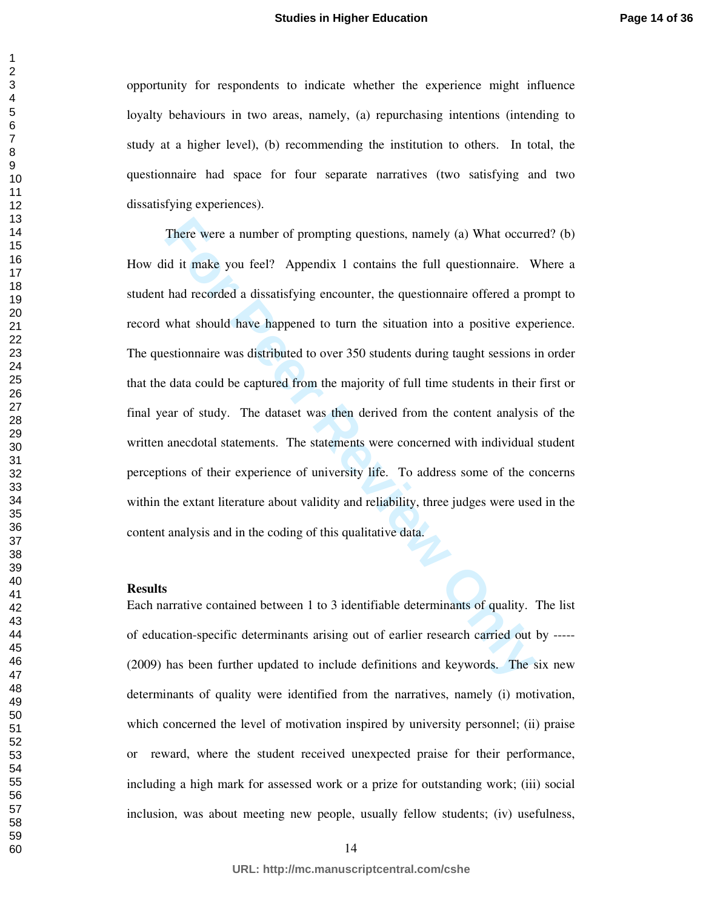opportunity for respondents to indicate whether the experience might influence loyalty behaviours in two areas, namely, (a) repurchasing intentions (intending to study at a higher level), (b) recommending the institution to others. In total, the questionnaire had space for four separate narratives (two satisfying and two dissatisfying experiences).

There were a number of prompting questions, namely (a) What occurred? (b) How did it make you feel? Appendix 1 contains the full questionnaire. Where a student had recorded a dissatisfying encounter, the questionnaire offered a prompt to record what should have happened to turn the situation into a positive experience. The questionnaire was distributed to over 350 students during taught sessions in order that the data could be captured from the majority of full time students in their first or final year of study. The dataset was then derived from the content analysis of the written anecdotal statements. The statements were concerned with individual student perceptions of their experience of university life. To address some of the concerns within the extant literature about validity and reliability, three judges were used in the content analysis and in the coding of this qualitative data.

**Results**

Each narrative contained between 1 to 3 identifiable determinants of quality. The list of education-specific determinants arising out of earlier research carried out by ----- (2009) has been further updated to include definitions and keywords. The six new determinants of quality were identified from the narratives, namely (i) motivation, which concerned the level of motivation inspired by university personnel; (ii) praise or reward, where the student received unexpected praise for their performance, including a high mark for assessed work or a prize for outstanding work; (iii) social inclusion, was about meeting new people, usually fellow students; (iv) usefulness,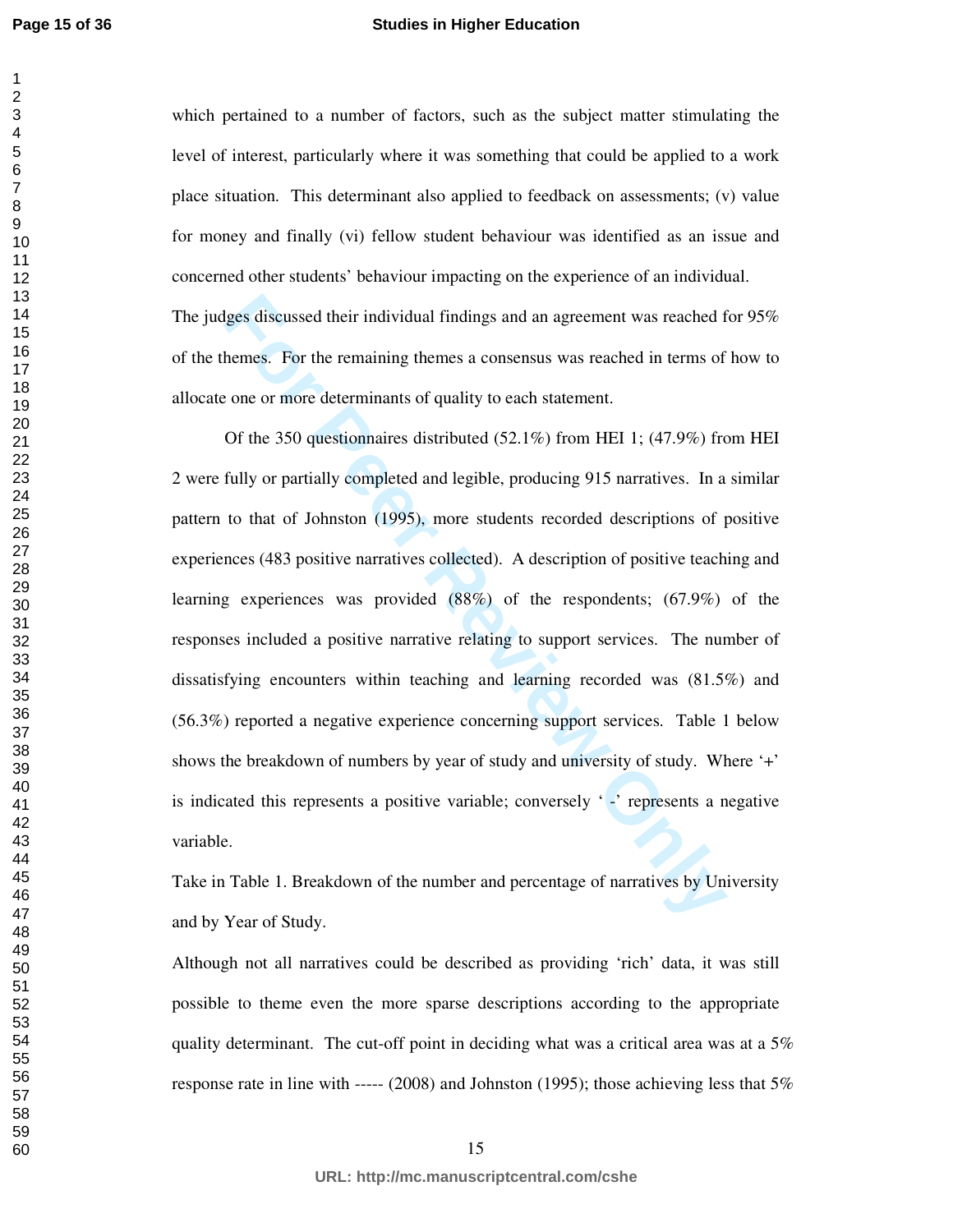which pertained to a number of factors, such as the subject matter stimulating the level of interest, particularly where it was something that could be applied to a work place situation. This determinant also applied to feedback on assessments; (v) value for money and finally (vi) fellow student behaviour was identified as an issue and concerned other students' behaviour impacting on the experience of an individual.

The judges discussed their individual findings and an agreement was reached for 95% of the themes. For the remaining themes a consensus was reached in terms of how to allocate one or more determinants of quality to each statement.

Of the 350 questionnaires distributed (52.1%) from HEI 1; (47.9%) from HEI 2 were fully or partially completed and legible, producing 915 narratives. In a similar pattern to that of Johnston (1995), more students recorded descriptions of positive experiences (483 positive narratives collected). A description of positive teaching and learning experiences was provided (88%) of the respondents; (67.9%) of the responses included a positive narrative relating to support services. The number of dissatisfying encounters within teaching and learning recorded was (81.5%) and (56.3%) reported a negative experience concerning support services. Table 1 below shows the breakdown of numbers by year of study and university of study. Where '+' is indicated this represents a positive variable; conversely ' -' represents a negative variable.

Take in Table 1. Breakdown of the number and percentage of narratives by University and by Year of Study.

Although not all narratives could be described as providing 'rich' data, it was still possible to theme even the more sparse descriptions according to the appropriate quality determinant. The cut-off point in deciding what was a critical area was at a 5% response rate in line with ----- (2008) and Johnston (1995); those achieving less that 5%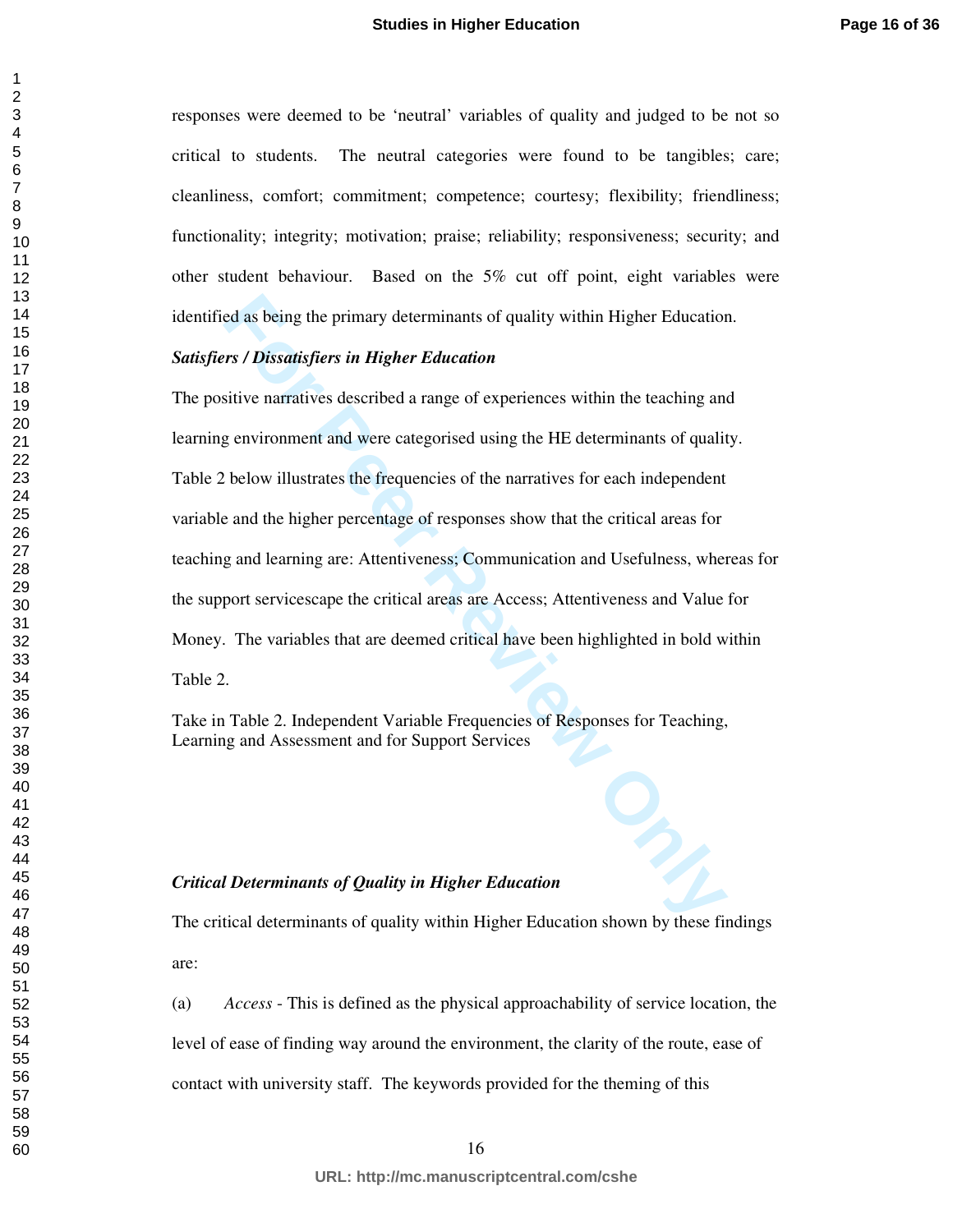responses were deemed to be 'neutral' variables of quality and judged to be not so critical to students. The neutral categories were found to be tangibles; care; cleanliness, comfort; commitment; competence; courtesy; flexibility; friendliness; functionality; integrity; motivation; praise; reliability; responsiveness; security; and other student behaviour. Based on the 5% cut off point, eight variables were identified as being the primary determinants of quality within Higher Education.

***Satisfiers / Dissatisfiers in Higher Education***

The positive narratives described a range of experiences within the teaching and learning environment and were categorised using the HE determinants of quality. Table 2 below illustrates the frequencies of the narratives for each independent variable and the higher percentage of responses show that the critical areas for teaching and learning are: Attentiveness; Communication and Usefulness, whereas for the support servicescape the critical areas are Access; Attentiveness and Value for Money. The variables that are deemed critical have been highlighted in bold within Table 2.

Take in Table 2. Independent Variable Frequencies of Responses for Teaching, Learning and Assessment and for Support Services

***Critical Determinants of Quality in Higher Education***

The critical determinants of quality within Higher Education shown by these findings are:

(a) *Access* - This is defined as the physical approachability of service location, the level of ease of finding way around the environment, the clarity of the route, ease of contact with university staff. The keywords provided for the theming of this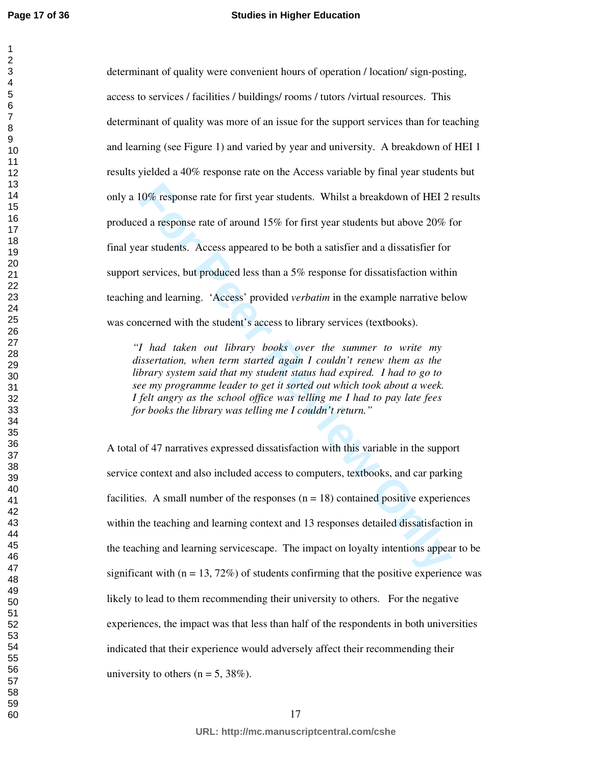determinant of quality were convenient hours of operation / location/ sign-posting, access to services / facilities / buildings/ rooms / tutors /virtual resources. This determinant of quality was more of an issue for the support services than for teaching and learning (see Figure 1) and varied by year and university. A breakdown of HEI 1 results yielded a 40% response rate on the Access variable by final year students but only a 10% response rate for first year students. Whilst a breakdown of HEI 2 results produced a response rate of around 15% for first year students but above 20% for final year students. Access appeared to be both a satisfier and a dissatisfier for support services, but produced less than a 5% response for dissatisfaction within teaching and learning. 'Access' provided *verbatim* in the example narrative below was concerned with the student's access to library services (textbooks).

> *"I had taken out library books over the summer to write my dissertation, when term started again I couldn't renew them as the library system said that my student status had expired. I had to go to see my programme leader to get it sorted out which took about a week. I felt angry as the school office was telling me I had to pay late fees for books the library was telling me I couldn't return."*

A total of 47 narratives expressed dissatisfaction with this variable in the support service context and also included access to computers, textbooks, and car parking facilities. A small number of the responses (n = 18) contained positive experiences within the teaching and learning context and 13 responses detailed dissatisfaction in the teaching and learning servicescape. The impact on loyalty intentions appear to be significant with (n = 13, 72%) of students confirming that the positive experience was likely to lead to them recommending their university to others. For the negative experiences, the impact was that less than half of the respondents in both universities indicated that their experience would adversely affect their recommending their university to others (n = 5, 38%).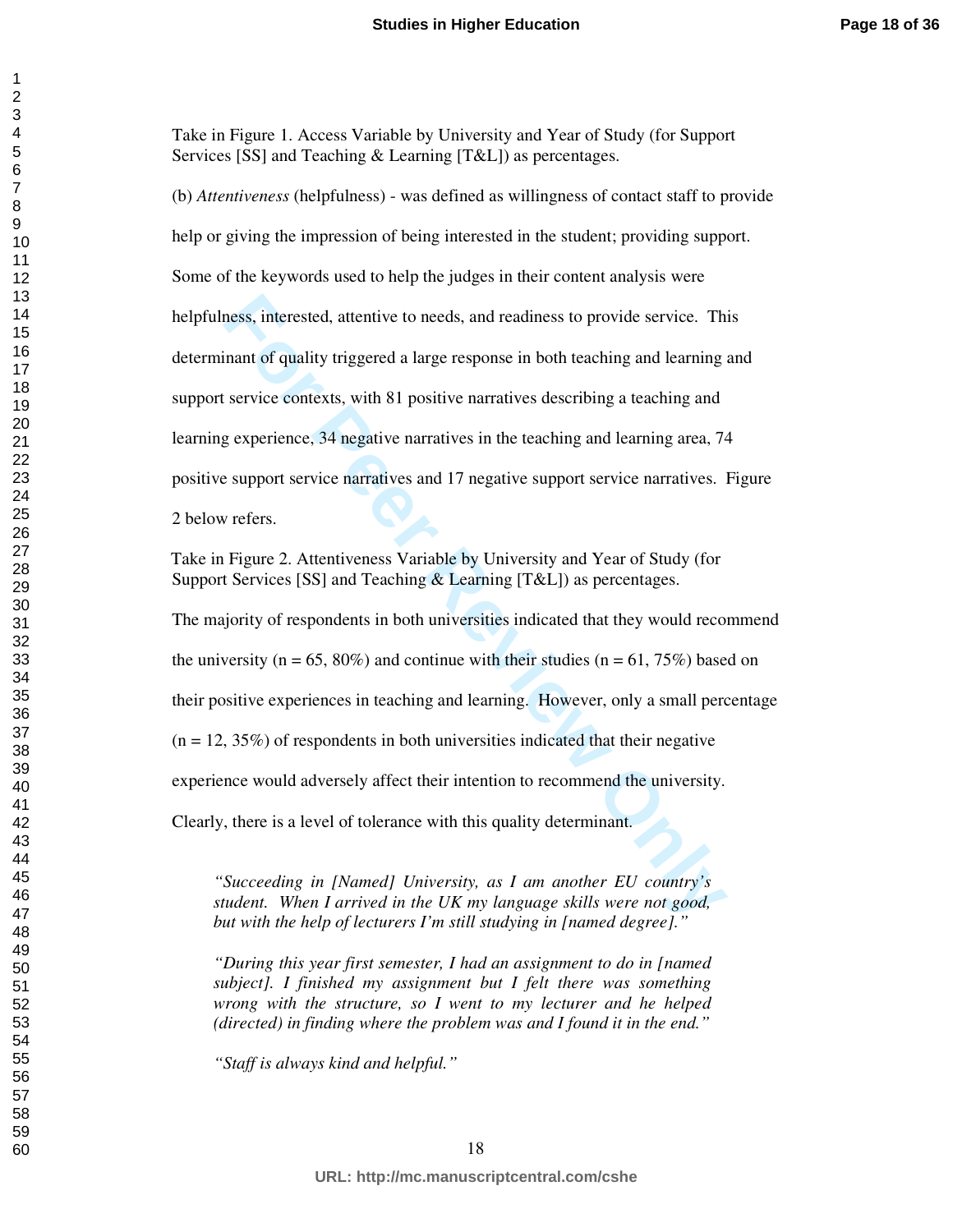Take in Figure 1. Access Variable by University and Year of Study (for Support Services [SS] and Teaching & Learning [T&L]) as percentages.

(b) *Attentiveness* (helpfulness) - was defined as willingness of contact staff to provide help or giving the impression of being interested in the student; providing support. Some of the keywords used to help the judges in their content analysis were helpfulness, interested, attentive to needs, and readiness to provide service. This determinant of quality triggered a large response in both teaching and learning and support service contexts, with 81 positive narratives describing a teaching and learning experience, 34 negative narratives in the teaching and learning area, 74 positive support service narratives and 17 negative support service narratives. Figure 2 below refers.

Take in Figure 2. Attentiveness Variable by University and Year of Study (for Support Services [SS] and Teaching & Learning [T&L]) as percentages.

The majority of respondents in both universities indicated that they would recommend the university (n = 65, 80%) and continue with their studies (n = 61, 75%) based on their positive experiences in teaching and learning. However, only a small percentage (n = 12, 35%) of respondents in both universities indicated that their negative experience would adversely affect their intention to recommend the university. Clearly, there is a level of tolerance with this quality determinant.

> *"Succeeding in [Named] University, as I am another EU country's student. When I arrived in the UK my language skills were not good, but with the help of lecturers I'm still studying in [named degree]."*

> *"During this year first semester, I had an assignment to do in [named subject]. I finished my assignment but I felt there was something wrong with the structure, so I went to my lecturer and he helped (directed) in finding where the problem was and I found it in the end."*

> *"Staff is always kind and helpful."*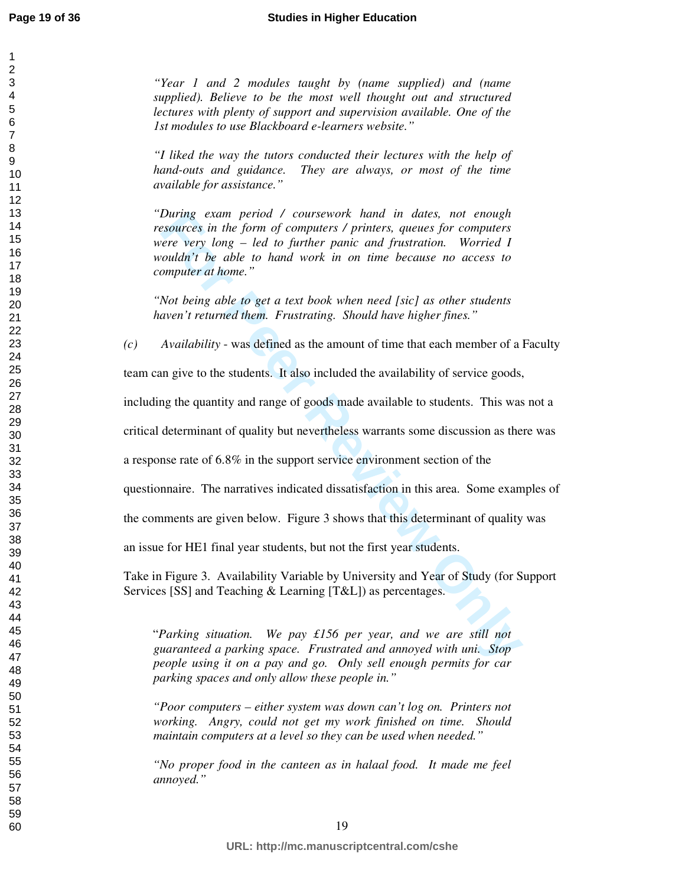*"Year 1 and 2 modules taught by (name supplied) and (name supplied). Believe to be the most well thought out and structured lectures with plenty of support and supervision available. One of the 1st modules to use Blackboard e-learners website."*

*"I liked the way the tutors conducted their lectures with the help of hand-outs and guidance. They are always, or most of the time available for assistance."*

*"During exam period / coursework hand in dates, not enough resources in the form of computers / printers, queues for computers were very long – led to further panic and frustration. Worried I wouldn't be able to hand work in on time because no access to computer at home."*

*"Not being able to get a text book when need [sic] as other students haven't returned them. Frustrating. Should have higher fines."*

*(c)* *Availability* - was defined as the amount of time that each member of a Faculty team can give to the students. It also included the availability of service goods, including the quantity and range of goods made available to students. This was not a critical determinant of quality but nevertheless warrants some discussion as there was a response rate of 6.8% in the support service environment section of the questionnaire. The narratives indicated dissatisfaction in this area. Some examples of the comments are given below. Figure 3 shows that this determinant of quality was an issue for HE1 final year students, but not the first year students.

Take in Figure 3. Availability Variable by University and Year of Study (for Support Services [SS] and Teaching & Learning [T&L]) as percentages.

"*Parking situation. We pay £156 per year, and we are still not guaranteed a parking space. Frustrated and annoyed with uni. Stop people using it on a pay and go. Only sell enough permits for car parking spaces and only allow these people in."*

*"Poor computers – either system was down can't log on. Printers not working. Angry, could not get my work finished on time. Should maintain computers at a level so they can be used when needed."*

*"No proper food in the canteen as in halaal food. It made me feel annoyed."*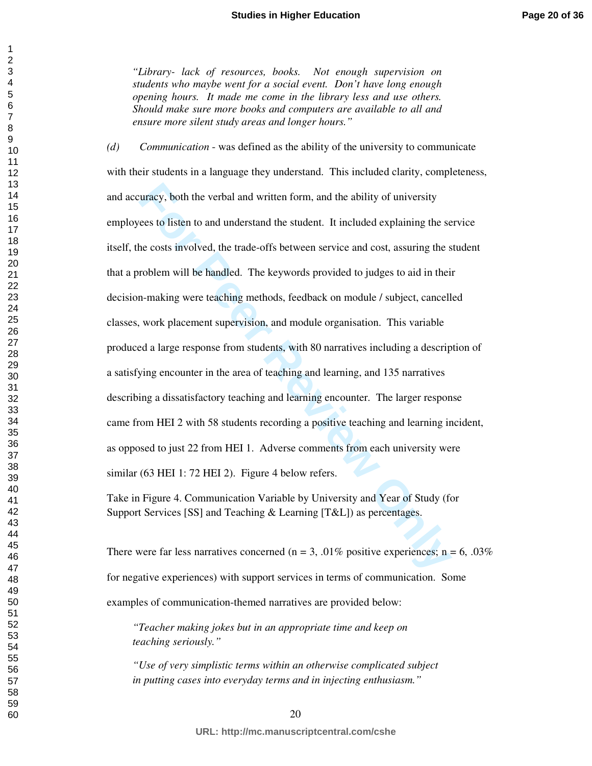*"Library- lack of resources, books. Not enough supervision on students who maybe went for a social event. Don't have long enough opening hours. It made me come in the library less and use others. Should make sure more books and computers are available to all and ensure more silent study areas and longer hours."*

*(d)* *Communication* - was defined as the ability of the university to communicate with their students in a language they understand. This included clarity, completeness, and accuracy, both the verbal and written form, and the ability of university employees to listen to and understand the student. It included explaining the service itself, the costs involved, the trade-offs between service and cost, assuring the student that a problem will be handled. The keywords provided to judges to aid in their decision-making were teaching methods, feedback on module / subject, cancelled classes, work placement supervision, and module organisation. This variable produced a large response from students, with 80 narratives including a description of a satisfying encounter in the area of teaching and learning, and 135 narratives describing a dissatisfactory teaching and learning encounter. The larger response came from HEI 2 with 58 students recording a positive teaching and learning incident, as opposed to just 22 from HEI 1. Adverse comments from each university were similar (63 HEI 1: 72 HEI 2). Figure 4 below refers.

Take in Figure 4. Communication Variable by University and Year of Study (for Support Services [SS] and Teaching & Learning [T&L]) as percentages.

There were far less narratives concerned ($n = 3$, .01% positive experiences; $n = 6$, .03% for negative experiences) with support services in terms of communication. Some examples of communication-themed narratives are provided below:

*"Teacher making jokes but in an appropriate time and keep on teaching seriously."*

*"Use of very simplistic terms within an otherwise complicated subject in putting cases into everyday terms and in injecting enthusiasm."*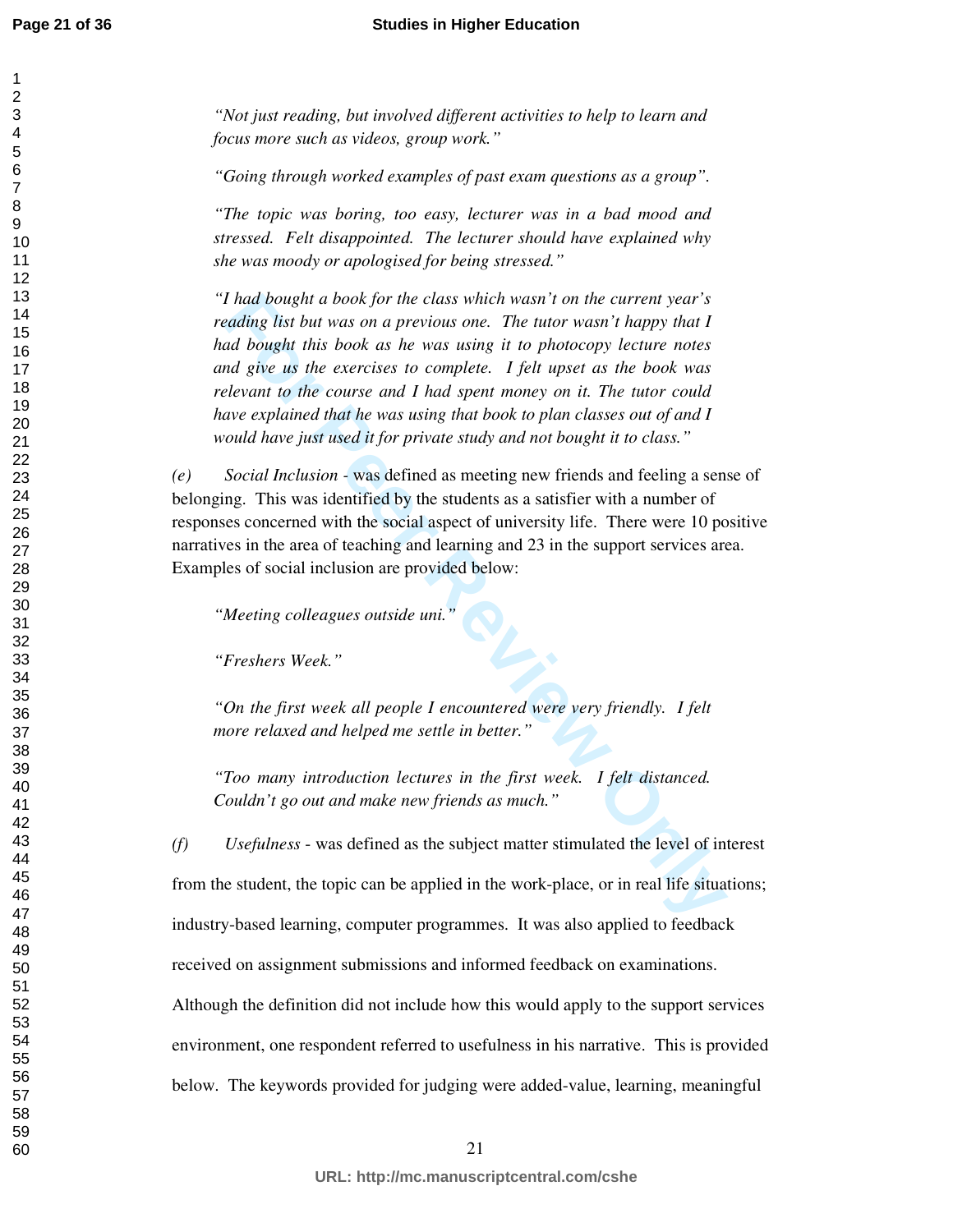*"Not just reading, but involved different activities to help to learn and focus more such as videos, group work."*

*"Going through worked examples of past exam questions as a group".*

*"The topic was boring, too easy, lecturer was in a bad mood and stressed. Felt disappointed. The lecturer should have explained why she was moody or apologised for being stressed."*

*"I had bought a book for the class which wasn't on the current year's reading list but was on a previous one. The tutor wasn't happy that I had bought this book as he was using it to photocopy lecture notes and give us the exercises to complete. I felt upset as the book was relevant to the course and I had spent money on it. The tutor could have explained that he was using that book to plan classes out of and I would have just used it for private study and not bought it to class."*

*(e)* *Social Inclusion* - was defined as meeting new friends and feeling a sense of belonging. This was identified by the students as a satisfier with a number of responses concerned with the social aspect of university life. There were 10 positive narratives in the area of teaching and learning and 23 in the support services area. Examples of social inclusion are provided below:

*"Meeting colleagues outside uni."*

*"Freshers Week."*

*"On the first week all people I encountered were very friendly. I felt more relaxed and helped me settle in better."*

*"Too many introduction lectures in the first week. I felt distanced. Couldn't go out and make new friends as much."*

*(f)* *Usefulness* - was defined as the subject matter stimulated the level of interest from the student, the topic can be applied in the work-place, or in real life situations; industry-based learning, computer programmes. It was also applied to feedback received on assignment submissions and informed feedback on examinations. Although the definition did not include how this would apply to the support services environment, one respondent referred to usefulness in his narrative. This is provided below. The keywords provided for judging were added-value, learning, meaningful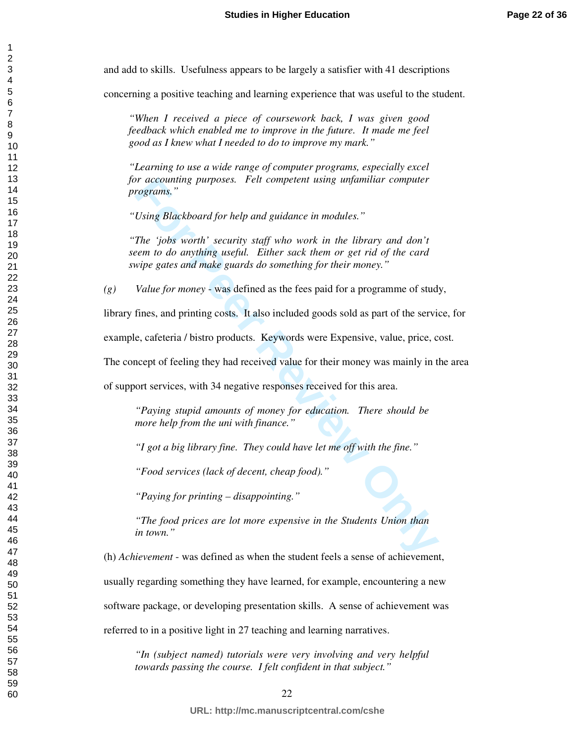and add to skills. Usefulness appears to be largely a satisfier with 41 descriptions concerning a positive teaching and learning experience that was useful to the student.

> *"When I received a piece of coursework back, I was given good feedback which enabled me to improve in the future. It made me feel good as I knew what I needed to do to improve my mark."*

> *"Learning to use a wide range of computer programs, especially excel for accounting purposes. Felt competent using unfamiliar computer programs."*

> *"Using Blackboard for help and guidance in modules."*

> *"The 'jobs worth' security staff who work in the library and don't seem to do anything useful. Either sack them or get rid of the card swipe gates and make guards do something for their money."*

*(g)* *Value for money* - was defined as the fees paid for a programme of study, library fines, and printing costs. It also included goods sold as part of the service, for example, cafeteria / bistro products. Keywords were Expensive, value, price, cost. The concept of feeling they had received value for their money was mainly in the area of support services, with 34 negative responses received for this area.

> *"Paying stupid amounts of money for education. There should be more help from the uni with finance."*

> *"I got a big library fine. They could have let me off with the fine."*

> *"Food services (lack of decent, cheap food)."*

> *"Paying for printing – disappointing."*

> *"The food prices are lot more expensive in the Students Union than in town."*

(h) *Achievement* - was defined as when the student feels a sense of achievement, usually regarding something they have learned, for example, encountering a new software package, or developing presentation skills. A sense of achievement was referred to in a positive light in 27 teaching and learning narratives.

> *"In (subject named) tutorials were very involving and very helpful towards passing the course. I felt confident in that subject."*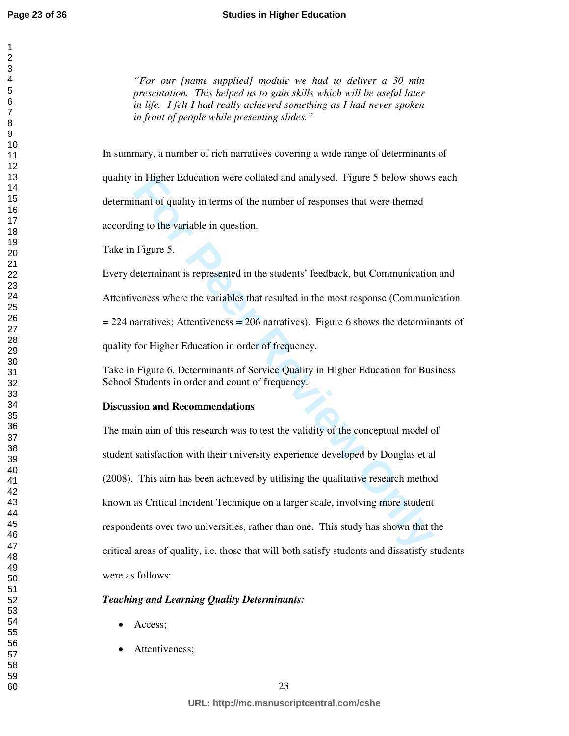> *"For our [name supplied] module we had to deliver a 30 min presentation. This helped us to gain skills which will be useful later in life. I felt I had really achieved something as I had never spoken in front of people while presenting slides."*

In summary, a number of rich narratives covering a wide range of determinants of quality in Higher Education were collated and analysed. Figure 5 below shows each determinant of quality in terms of the number of responses that were themed according to the variable in question.

Take in Figure 5.

Every determinant is represented in the students' feedback, but Communication and Attentiveness where the variables that resulted in the most response (Communication = 224 narratives; Attentiveness = 206 narratives). Figure 6 shows the determinants of quality for Higher Education in order of frequency.

Take in Figure 6. Determinants of Service Quality in Higher Education for Business School Students in order and count of frequency.

**Discussion and Recommendations**

The main aim of this research was to test the validity of the conceptual model of student satisfaction with their university experience developed by Douglas et al (2008). This aim has been achieved by utilising the qualitative research method known as Critical Incident Technique on a larger scale, involving more student respondents over two universities, rather than one. This study has shown that the critical areas of quality, i.e. those that will both satisfy students and dissatisfy students were as follows:

***Teaching and Learning Quality Determinants:***

- Access;
- Attentiveness;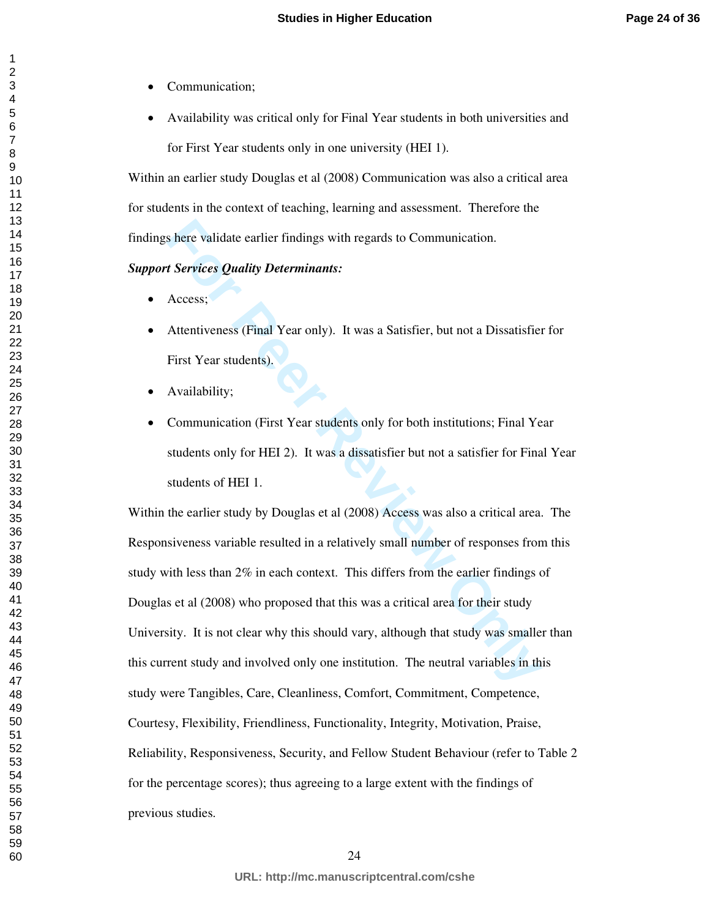- Communication;
- Availability was critical only for Final Year students in both universities and for First Year students only in one university (HEI 1).

Within an earlier study Douglas et al (2008) Communication was also a critical area for students in the context of teaching, learning and assessment. Therefore the findings here validate earlier findings with regards to Communication.

***Support Services Quality Determinants:***

- Access;
- Attentiveness (Final Year only). It was a Satisfier, but not a Dissatisfier for First Year students).
- Availability;
- Communication (First Year students only for both institutions; Final Year students only for HEI 2). It was a dissatisfier but not a satisfier for Final Year students of HEI 1.

Within the earlier study by Douglas et al (2008) Access was also a critical area. The Responsiveness variable resulted in a relatively small number of responses from this study with less than 2% in each context. This differs from the earlier findings of Douglas et al (2008) who proposed that this was a critical area for their study University. It is not clear why this should vary, although that study was smaller than this current study and involved only one institution. The neutral variables in this study were Tangibles, Care, Cleanliness, Comfort, Commitment, Competence, Courtesy, Flexibility, Friendliness, Functionality, Integrity, Motivation, Praise, Reliability, Responsiveness, Security, and Fellow Student Behaviour (refer to Table 2 for the percentage scores); thus agreeing to a large extent with the findings of previous studies.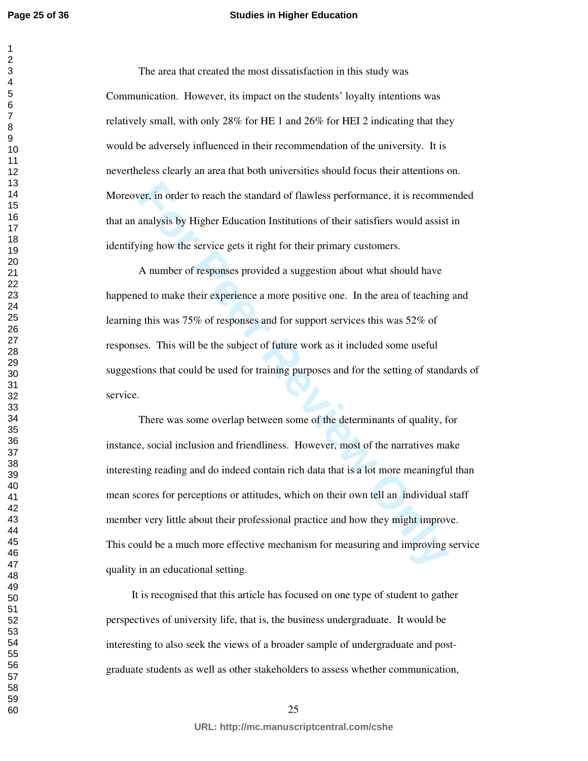The area that created the most dissatisfaction in this study was Communication. However, its impact on the students' loyalty intentions was relatively small, with only 28% for HE 1 and 26% for HEI 2 indicating that they would be adversely influenced in their recommendation of the university. It is nevertheless clearly an area that both universities should focus their attentions on. Moreover, in order to reach the standard of flawless performance, it is recommended that an analysis by Higher Education Institutions of their satisfiers would assist in identifying how the service gets it right for their primary customers.

A number of responses provided a suggestion about what should have happened to make their experience a more positive one. In the area of teaching and learning this was 75% of responses and for support services this was 52% of responses. This will be the subject of future work as it included some useful suggestions that could be used for training purposes and for the setting of standards of service.

There was some overlap between some of the determinants of quality, for instance, social inclusion and friendliness. However, most of the narratives make interesting reading and do indeed contain rich data that is a lot more meaningful than mean scores for perceptions or attitudes, which on their own tell an individual staff member very little about their professional practice and how they might improve. This could be a much more effective mechanism for measuring and improving service quality in an educational setting.

It is recognised that this article has focused on one type of student to gather perspectives of university life, that is, the business undergraduate. It would be interesting to also seek the views of a broader sample of undergraduate and post-graduate students as well as other stakeholders to assess whether communication,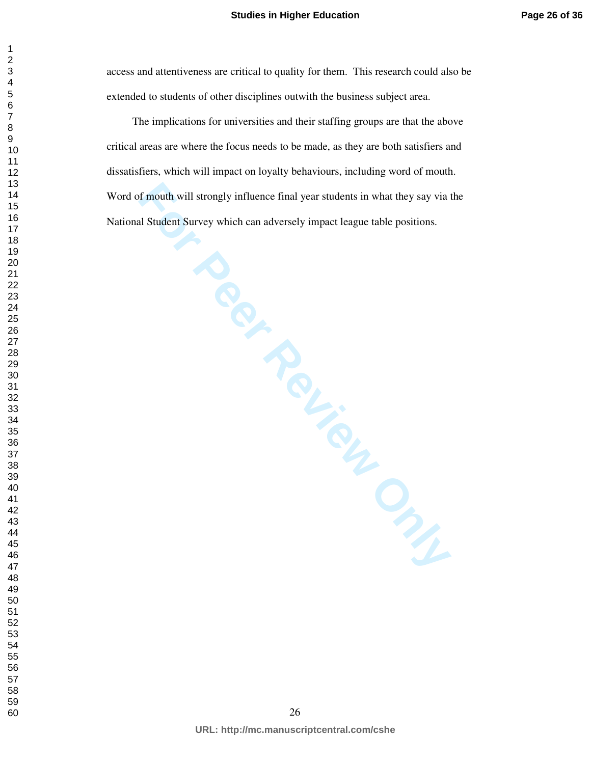access and attentiveness are critical to quality for them. This research could also be extended to students of other disciplines outwith the business subject area.

The implications for universities and their staffing groups are that the above critical areas are where the focus needs to be made, as they are both satisfiers and dissatisfiers, which will impact on loyalty behaviours, including word of mouth. Word of mouth will strongly influence final year students in what they say via the National Student Survey which can adversely impact league table positions.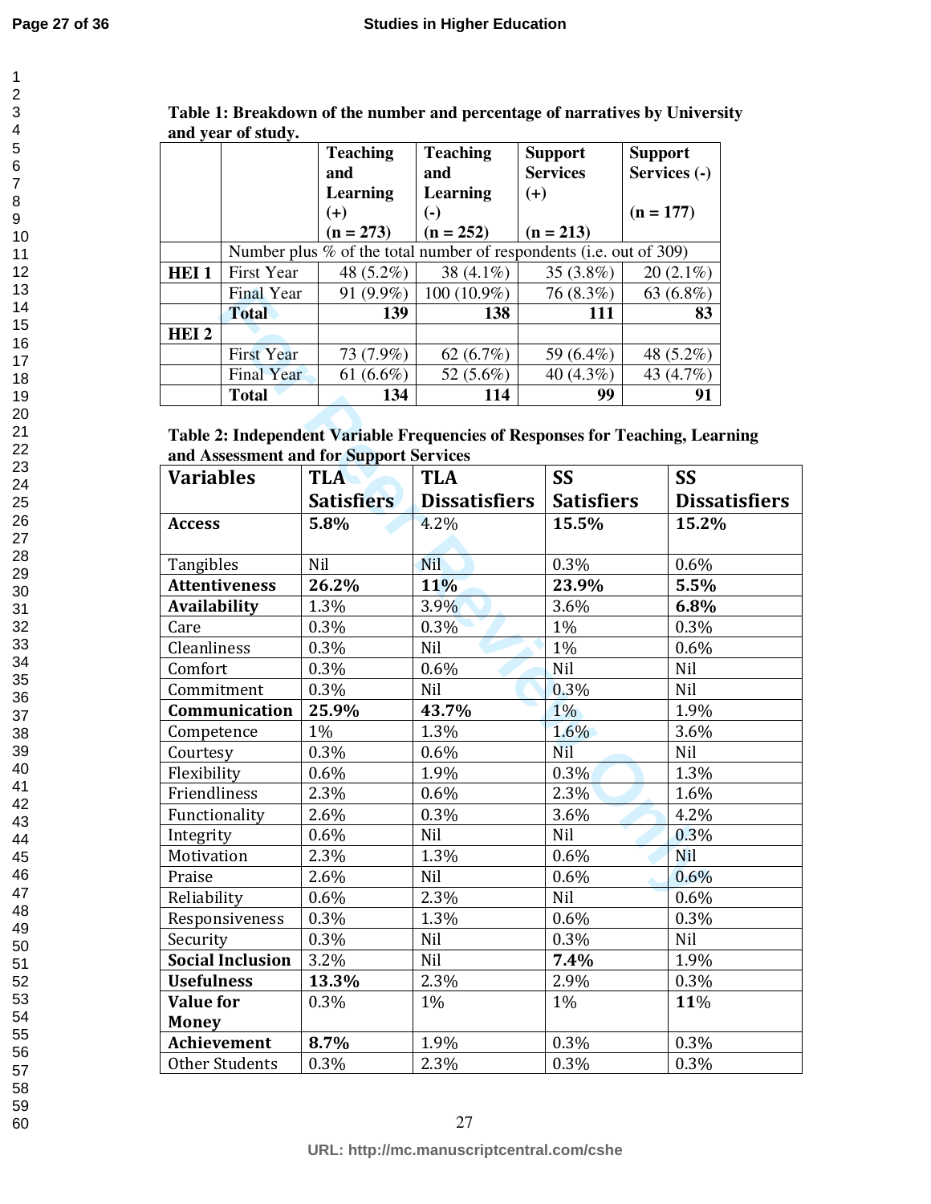**Table 1: Breakdown of the number and percentage of narratives by University and year of study.**

| | | Teaching and Learning (+) (n = 273) | Teaching and Learning (-) (n = 252) | Support Services (+) (n = 213) | Support Services (-) (n = 177) |
|---|---|---|---|---|---|
| | Number plus % of the total number of respondents (i.e. out of 309) | | | | |
| **HEI 1** | First Year | 48 (5.2%) | 38 (4.1%) | 35 (3.8%) | 20 (2.1%) |
| | Final Year | 91 (9.9%) | 100 (10.9%) | 76 (8.3%) | 63 (6.8%) |
| | **Total** | **139** | **138** | **111** | **83** |
| **HEI 2** | | | | | |
| | First Year | 73 (7.9%) | 62 (6.7%) | 59 (6.4%) | 48 (5.2%) |
| | Final Year | 61 (6.6%) | 52 (5.6%) | 40 (4.3%) | 43 (4.7%) |
| | **Total** | **134** | **114** | **99** | **91** |

**Table 2: Independent Variable Frequencies of Responses for Teaching, Learning and Assessment and for Support Services**

| Variables | TLA Satisfiers | TLA Dissatisfiers | SS Satisfiers | SS Dissatisfiers |
|---|---|---|---|---|
| **Access** | **5.8%** | 4.2% | **15.5%** | **15.2%** |
| Tangibles | Nil | Nil | 0.3% | 0.6% |
| **Attentiveness** | **26.2%** | **11%** | **23.9%** | **5.5%** |
| **Availability** | 1.3% | 3.9% | 3.6% | **6.8%** |
| Care | 0.3% | 0.3% | 1% | 0.3% |
| Cleanliness | 0.3% | Nil | 1% | 0.6% |
| Comfort | 0.3% | 0.6% | Nil | Nil |
| Commitment | 0.3% | Nil | 0.3% | Nil |
| **Communication** | **25.9%** | **43.7%** | 1% | 1.9% |
| Competence | 1% | 1.3% | 1.6% | 3.6% |
| Courtesy | 0.3% | 0.6% | Nil | Nil |
| Flexibility | 0.6% | 1.9% | 0.3% | 1.3% |
| Friendliness | 2.3% | 0.6% | 2.3% | 1.6% |
| Functionality | 2.6% | 0.3% | 3.6% | 4.2% |
| Integrity | 0.6% | Nil | Nil | 0.3% |
| Motivation | 2.3% | 1.3% | 0.6% | Nil |
| Praise | 2.6% | Nil | 0.6% | 0.6% |
| Reliability | 0.6% | 2.3% | Nil | 0.6% |
| Responsiveness | 0.3% | 1.3% | 0.6% | 0.3% |
| Security | 0.3% | Nil | 0.3% | Nil |
| **Social Inclusion** | 3.2% | Nil | **7.4%** | 1.9% |
| **Usefulness** | **13.3%** | 2.3% | 2.9% | 0.3% |
| **Value for Money** | 0.3% | 1% | 1% | **11**% |
| **Achievement** | **8.7%** | 1.9% | 0.3% | 0.3% |
| Other Students | 0.3% | 2.3% | 0.3% | 0.3% |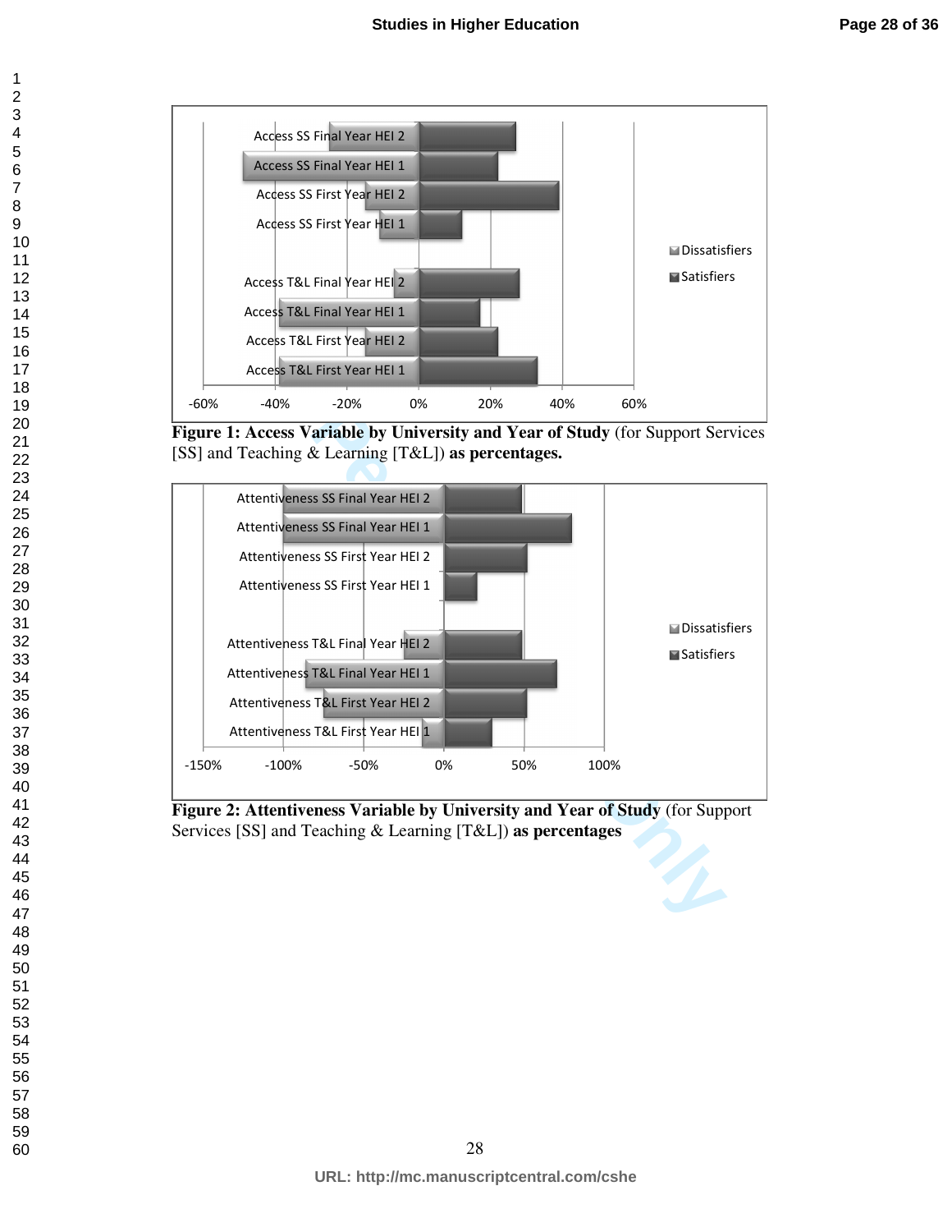**Figure 1: Access Variable by University and Year of Study** (for Support Services [SS] and Teaching & Learning [T&L]) **as percentages.**

**Figure 2: Attentiveness Variable by University and Year of Study** (for Support Services [SS] and Teaching & Learning [T&L]) **as percentages**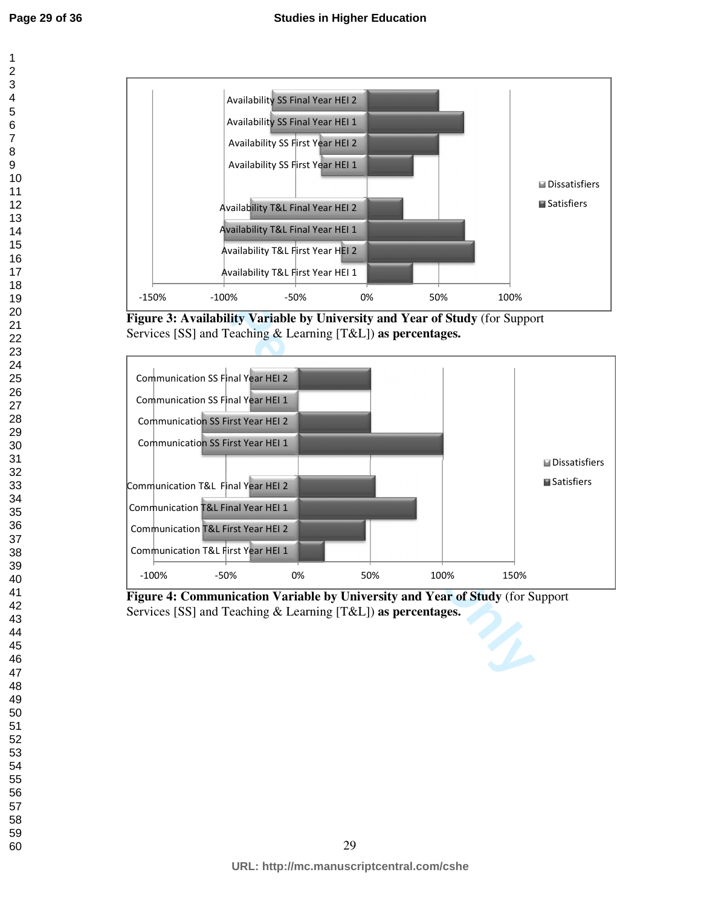**Figure 3: Availability Variable by University and Year of Study** (for Support Services [SS] and Teaching & Learning [T&L]) **as percentages.**

**Figure 4: Communication Variable by University and Year of Study** (for Support Services [SS] and Teaching & Learning [T&L]) **as percentages.**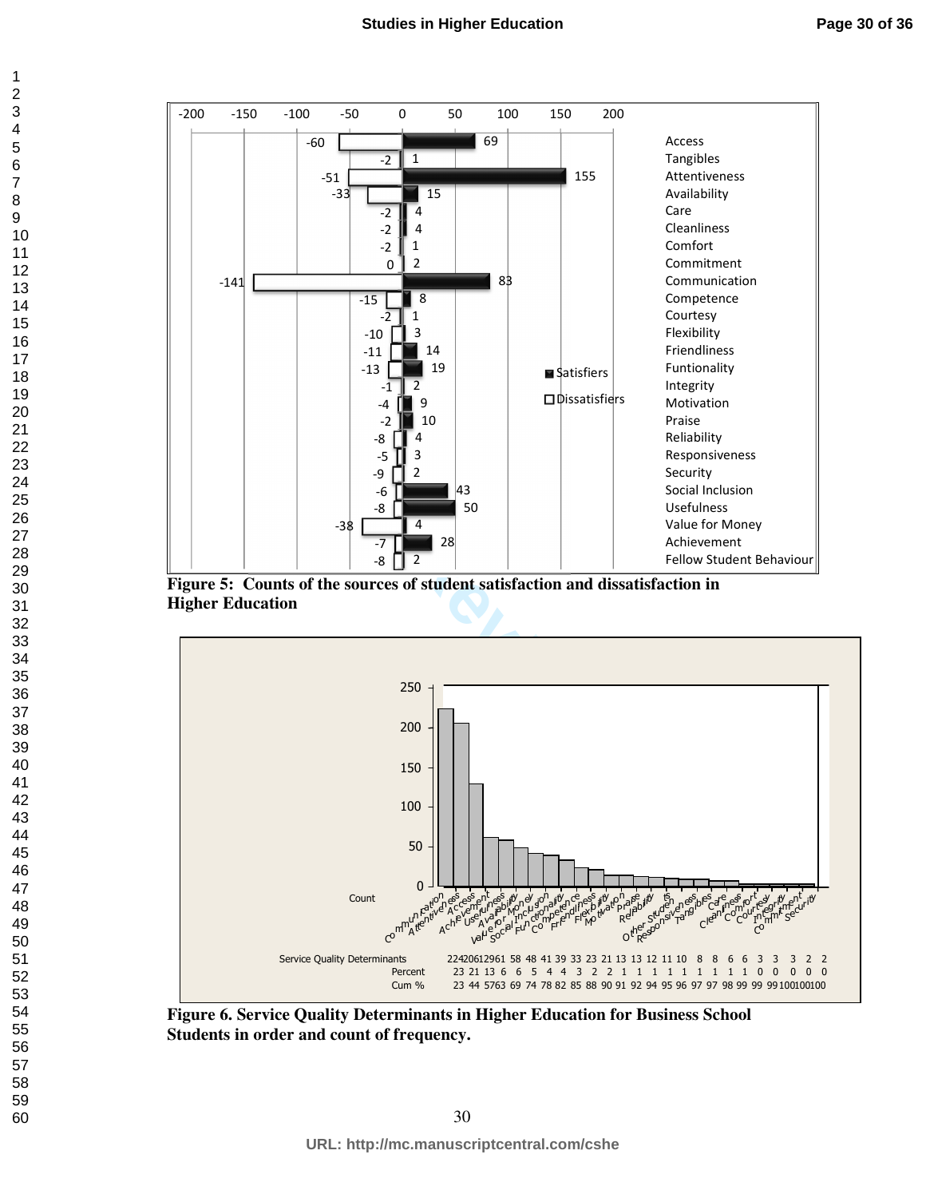| | Dissatisfiers | Satisfiers |
|---|---|---|
| Access | -60 | 69 |
| Tangibles | -2 | 1 |
| Attentiveness | -51 | 155 |
| Availability | -33 | 15 |
| Care | -2 | 4 |
| Cleanliness | -2 | 4 |
| Comfort | -2 | 1 |
| Commitment | 0 | 2 |
| Communication | -141 | 83 |
| Competence | -15 | 8 |
| Courtesy | -2 | 1 |
| Flexibility | -10 | 3 |
| Friendliness | -11 | 14 |
| Funtionality | -13 | 19 |
| Integrity | -1 | 2 |
| Motivation | -4 | 9 |
| Praise | -2 | 10 |
| Reliability | -8 | 4 |
| Responsiveness | -5 | 3 |
| Security | -9 | 2 |
| Social Inclusion | -6 | 43 |
| Usefulness | -8 | 50 |
| Value for Money | -38 | 4 |
| Achievement | -7 | 28 |
| Fellow Student Behaviour | -8 | 2 |

**Figure 5: Counts of the sources of student satisfaction and dissatisfaction in Higher Education**

| Service Quality Determinants | Count | Percent | Cum % |
|---|---|---|---|
| Communication | 224 | 23 | 23 |
| Attentiveness | 206 | 21 | 44 |
| Access | 129 | 13 | 57 |
| Achievement | 61 | 6 | 63 |
| Usefulness | 58 | 6 | 69 |
| Availability | 48 | 5 | 74 |
| Value for Money | 41 | 4 | 78 |
| Social Inclusion | 39 | 4 | 82 |
| Functionality | 33 | 3 | 85 |
| Competence | 23 | 2 | 88 |
| Friendliness | 23 | 2 | 90 |
| Flexibility | 21 | 1 | 91 |
| Motivation | 13 | 1 | 92 |
| Praise | 13 | 1 | 94 |
| Reliability | 12 | 1 | 95 |
| Other Students | 11 | 1 | 96 |
| Responsiveness | 10 | 1 | 97 |
| Tangibles | 8 | 1 | 97 |
| Care | 8 | 1 | 98 |
| Cleanliness | 6 | 1 | 99 |
| Comfort | 6 | 1 | 99 |
| Courtesy | 3 | 0 | 99 |
| Integrity | 3 | 0 | 99 |
| Commitment | 3 | 0 | 100 |
| Security | 2 | 0 | 100 |
| | 2 | 0 | 100 |

**Figure 6. Service Quality Determinants in Higher Education for Business School Students in order and count of frequency.**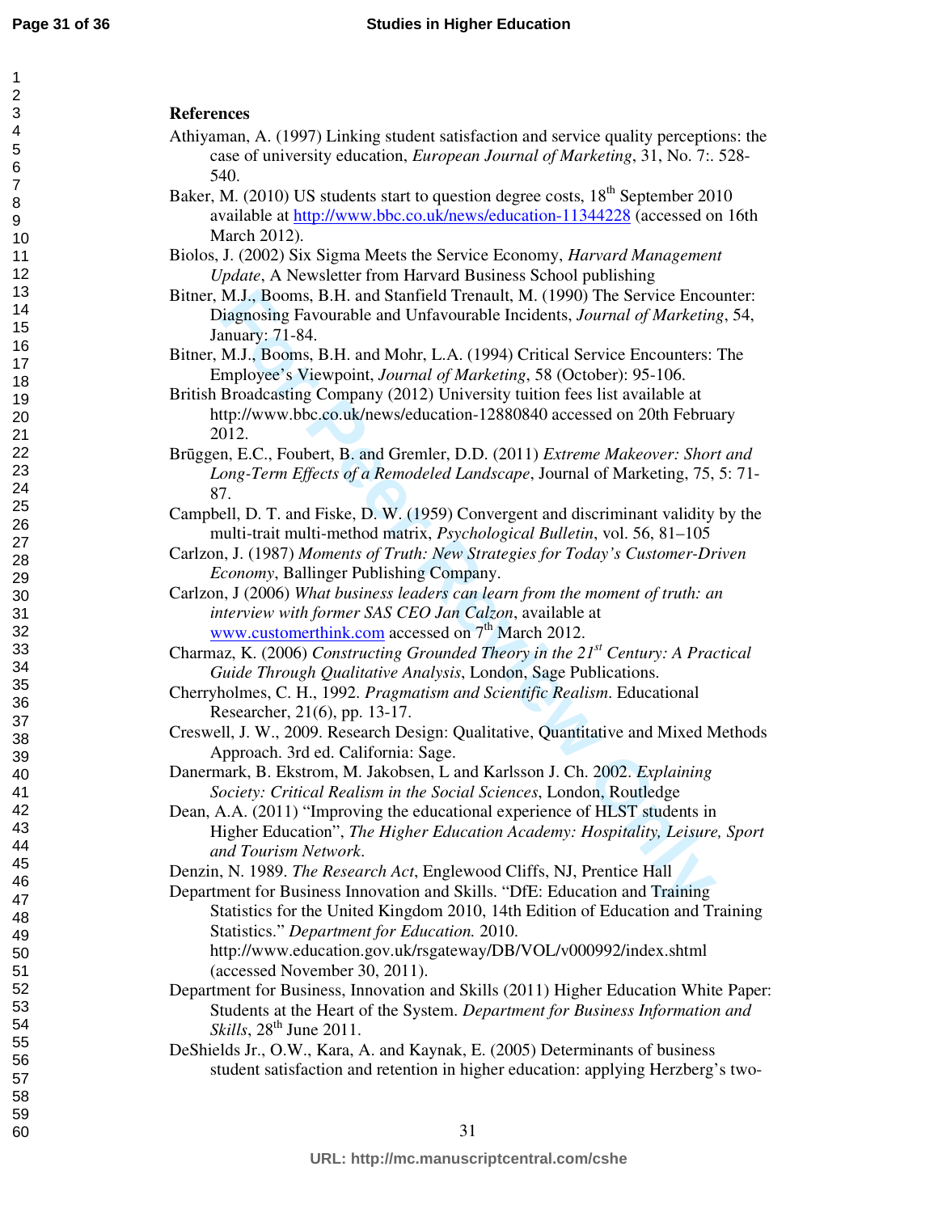**References**

Athiyaman, A. (1997) Linking student satisfaction and service quality perceptions: the case of university education, *European Journal of Marketing*, 31, No. 7:. 528-540.

Baker, M. (2010) US students start to question degree costs, 18th September 2010 available at http://www.bbc.co.uk/news/education-11344228 (accessed on 16th March 2012).

Biolos, J. (2002) Six Sigma Meets the Service Economy, *Harvard Management Update*, A Newsletter from Harvard Business School publishing

Bitner, M.J., Booms, B.H. and Stanfield Trenault, M. (1990) The Service Encounter: Diagnosing Favourable and Unfavourable Incidents, *Journal of Marketing*, 54, January: 71-84.

Bitner, M.J., Booms, B.H. and Mohr, L.A. (1994) Critical Service Encounters: The Employee's Viewpoint, *Journal of Marketing*, 58 (October): 95-106.

British Broadcasting Company (2012) University tuition fees list available at http://www.bbc.co.uk/news/education-12880840 accessed on 20th February 2012.

Brūggen, E.C., Foubert, B. and Gremler, D.D. (2011) *Extreme Makeover: Short and Long-Term Effects of a Remodeled Landscape*, Journal of Marketing, 75, 5: 71-87.

Campbell, D. T. and Fiske, D. W. (1959) Convergent and discriminant validity by the multi-trait multi-method matrix, *Psychological Bulletin*, vol. 56, 81–105

Carlzon, J. (1987) *Moments of Truth: New Strategies for Today's Customer-Driven Economy*, Ballinger Publishing Company.

Carlzon, J (2006) *What business leaders can learn from the moment of truth: an interview with former SAS CEO Jan Calzon*, available at www.customerthink.com accessed on 7th March 2012.

Charmaz, K. (2006) *Constructing Grounded Theory in the 21st Century: A Practical Guide Through Qualitative Analysis*, London, Sage Publications.

Cherryholmes, C. H., 1992. *Pragmatism and Scientific Realism*. Educational Researcher, 21(6), pp. 13-17.

Creswell, J. W., 2009. Research Design: Qualitative, Quantitative and Mixed Methods Approach. 3rd ed. California: Sage.

Danermark, B. Ekstrom, M. Jakobsen, L and Karlsson J. Ch. 2002. *Explaining Society: Critical Realism in the Social Sciences*, London, Routledge

Dean, A.A. (2011) "Improving the educational experience of HLST students in Higher Education", *The Higher Education Academy: Hospitality, Leisure, Sport and Tourism Network*.

Denzin, N. 1989. *The Research Act*, Englewood Cliffs, NJ, Prentice Hall

Department for Business Innovation and Skills. "DfE: Education and Training Statistics for the United Kingdom 2010, 14th Edition of Education and Training Statistics." *Department for Education.* 2010. http://www.education.gov.uk/rsgateway/DB/VOL/v000992/index.shtml (accessed November 30, 2011).

Department for Business, Innovation and Skills (2011) Higher Education White Paper: Students at the Heart of the System. *Department for Business Information and Skills*, 28th June 2011.

DeShields Jr., O.W., Kara, A. and Kaynak, E. (2005) Determinants of business student satisfaction and retention in higher education: applying Herzberg's two-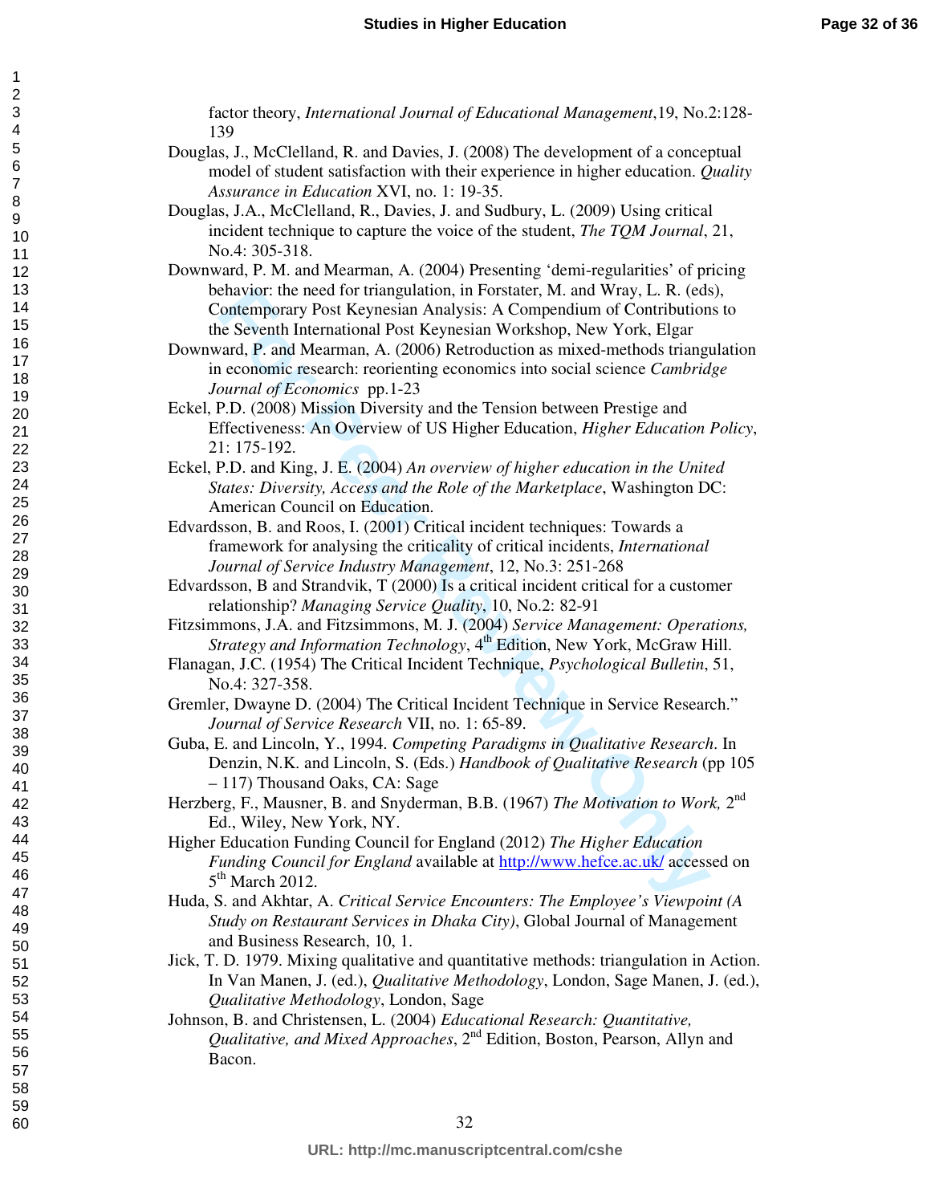factor theory, *International Journal of Educational Management*,19, No.2:128-139

Douglas, J., McClelland, R. and Davies, J. (2008) The development of a conceptual model of student satisfaction with their experience in higher education. *Quality Assurance in Education* XVI, no. 1: 19-35.

Douglas, J.A., McClelland, R., Davies, J. and Sudbury, L. (2009) Using critical incident technique to capture the voice of the student, *The TQM Journal*, 21, No.4: 305-318.

Downward, P. M. and Mearman, A. (2004) Presenting 'demi-regularities' of pricing behavior: the need for triangulation, in Forstater, M. and Wray, L. R. (eds), Contemporary Post Keynesian Analysis: A Compendium of Contributions to the Seventh International Post Keynesian Workshop, New York, Elgar

Downward, P. and Mearman, A. (2006) Retroduction as mixed-methods triangulation in economic research: reorienting economics into social science *Cambridge Journal of Economics* pp.1-23

Eckel, P.D. (2008) Mission Diversity and the Tension between Prestige and Effectiveness: An Overview of US Higher Education, *Higher Education Policy*, 21: 175-192.

Eckel, P.D. and King, J. E. (2004) *An overview of higher education in the United States: Diversity, Access and the Role of the Marketplace*, Washington DC: American Council on Education.

Edvardsson, B. and Roos, I. (2001) Critical incident techniques: Towards a framework for analysing the criticality of critical incidents, *International Journal of Service Industry Management*, 12, No.3: 251-268

Edvardsson, B and Strandvik, T (2000) Is a critical incident critical for a customer relationship? *Managing Service Quality*, 10, No.2: 82-91

Fitzsimmons, J.A. and Fitzsimmons, M. J. (2004) *Service Management: Operations, Strategy and Information Technology*, 4th Edition, New York, McGraw Hill.

Flanagan, J.C. (1954) The Critical Incident Technique, *Psychological Bulletin*, 51, No.4: 327-358.

Gremler, Dwayne D. (2004) The Critical Incident Technique in Service Research." *Journal of Service Research* VII, no. 1: 65-89.

Guba, E. and Lincoln, Y., 1994. *Competing Paradigms in Qualitative Research*. In Denzin, N.K. and Lincoln, S. (Eds.) *Handbook of Qualitative Research* (pp 105 – 117) Thousand Oaks, CA: Sage

Herzberg, F., Mausner, B. and Snyderman, B.B. (1967) *The Motivation to Work*, 2nd Ed., Wiley, New York, NY.

Higher Education Funding Council for England (2012) *The Higher Education Funding Council for England* available at http://www.hefce.ac.uk/ accessed on 5th March 2012.

Huda, S. and Akhtar, A. *Critical Service Encounters: The Employee's Viewpoint (A Study on Restaurant Services in Dhaka City)*, Global Journal of Management and Business Research, 10, 1.

Jick, T. D. 1979. Mixing qualitative and quantitative methods: triangulation in Action. In Van Manen, J. (ed.), *Qualitative Methodology*, London, Sage Manen, J. (ed.), *Qualitative Methodology*, London, Sage

Johnson, B. and Christensen, L. (2004) *Educational Research: Quantitative, Qualitative, and Mixed Approaches*, 2nd Edition, Boston, Pearson, Allyn and Bacon.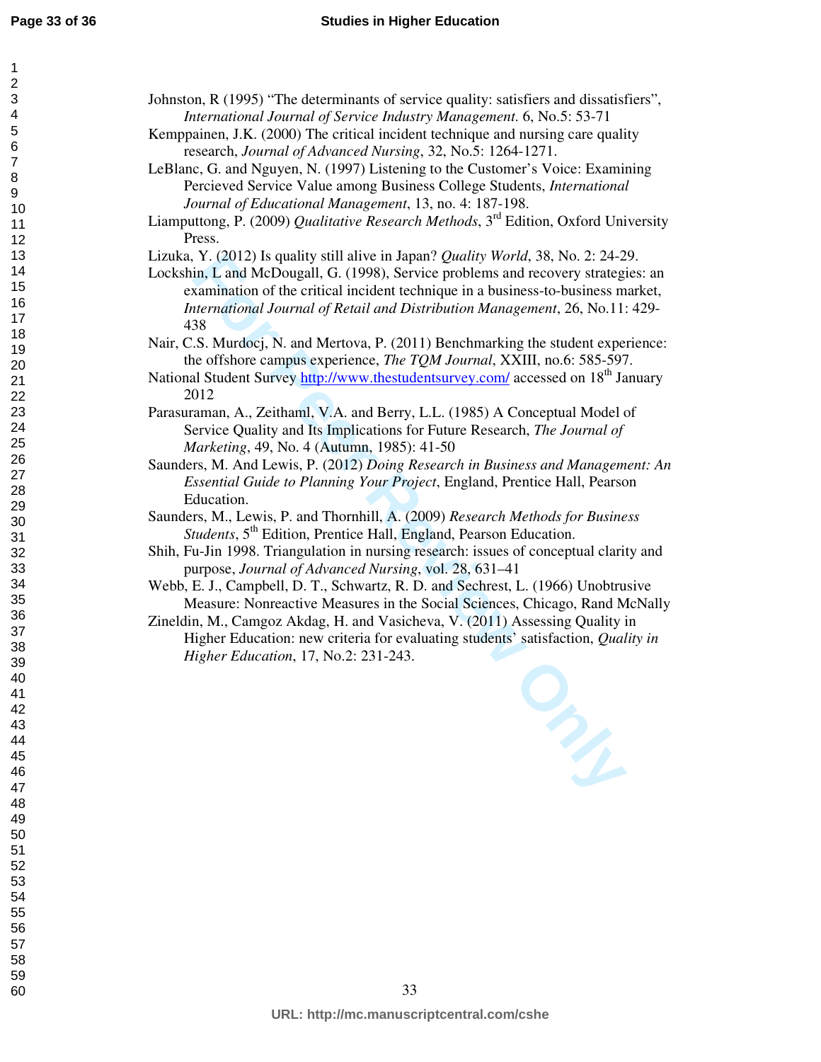Johnston, R (1995) “The determinants of service quality: satisfiers and dissatisfiers”, *International Journal of Service Industry Management*. 6, No.5: 53-71

Kemppainen, J.K. (2000) The critical incident technique and nursing care quality research, *Journal of Advanced Nursing*, 32, No.5: 1264-1271.

LeBlanc, G. and Nguyen, N. (1997) Listening to the Customer’s Voice: Examining Percieved Service Value among Business College Students, *International Journal of Educational Management*, 13, no. 4: 187-198.

Liamputtong, P. (2009) *Qualitative Research Methods*, 3rd Edition, Oxford University Press.

Lizuka, Y. (2012) Is quality still alive in Japan? *Quality World*, 38, No. 2: 24-29.

Lockshin, L and McDougall, G. (1998), Service problems and recovery strategies: an examination of the critical incident technique in a business-to-business market, *International Journal of Retail and Distribution Management*, 26, No.11: 429-438

Nair, C.S. Murdocj, N. and Mertova, P. (2011) Benchmarking the student experience: the offshore campus experience, *The TQM Journal*, XXIII, no.6: 585-597.

National Student Survey http://www.thestudentsurvey.com/ accessed on 18th January 2012

Parasuraman, A., Zeithaml, V.A. and Berry, L.L. (1985) A Conceptual Model of Service Quality and Its Implications for Future Research, *The Journal of Marketing*, 49, No. 4 (Autumn, 1985): 41-50

Saunders, M. And Lewis, P. (2012) *Doing Research in Business and Management: An Essential Guide to Planning Your Project*, England, Prentice Hall, Pearson Education.

Saunders, M., Lewis, P. and Thornhill, A. (2009) *Research Methods for Business Students*, 5th Edition, Prentice Hall, England, Pearson Education.

Shih, Fu-Jin 1998. Triangulation in nursing research: issues of conceptual clarity and purpose, *Journal of Advanced Nursing*, vol. 28, 631–41

Webb, E. J., Campbell, D. T., Schwartz, R. D. and Sechrest, L. (1966) Unobtrusive Measure: Nonreactive Measures in the Social Sciences, Chicago, Rand McNally

Zineldin, M., Camgoz Akdag, H. and Vasicheva, V. (2011) Assessing Quality in Higher Education: new criteria for evaluating students’ satisfaction, *Quality in Higher Education*, 17, No.2: 231-243.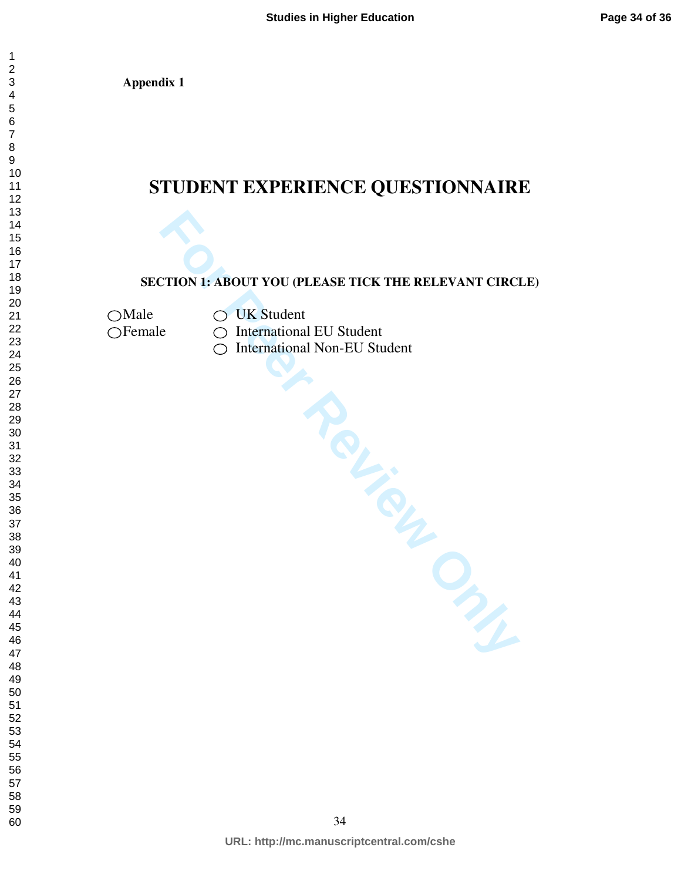**Appendix 1**

# STUDENT EXPERIENCE QUESTIONNAIRE

### SECTION 1: ABOUT YOU (PLEASE TICK THE RELEVANT CIRCLE)

○ Male
○ Female

○ UK Student
○ International EU Student
○ International Non-EU Student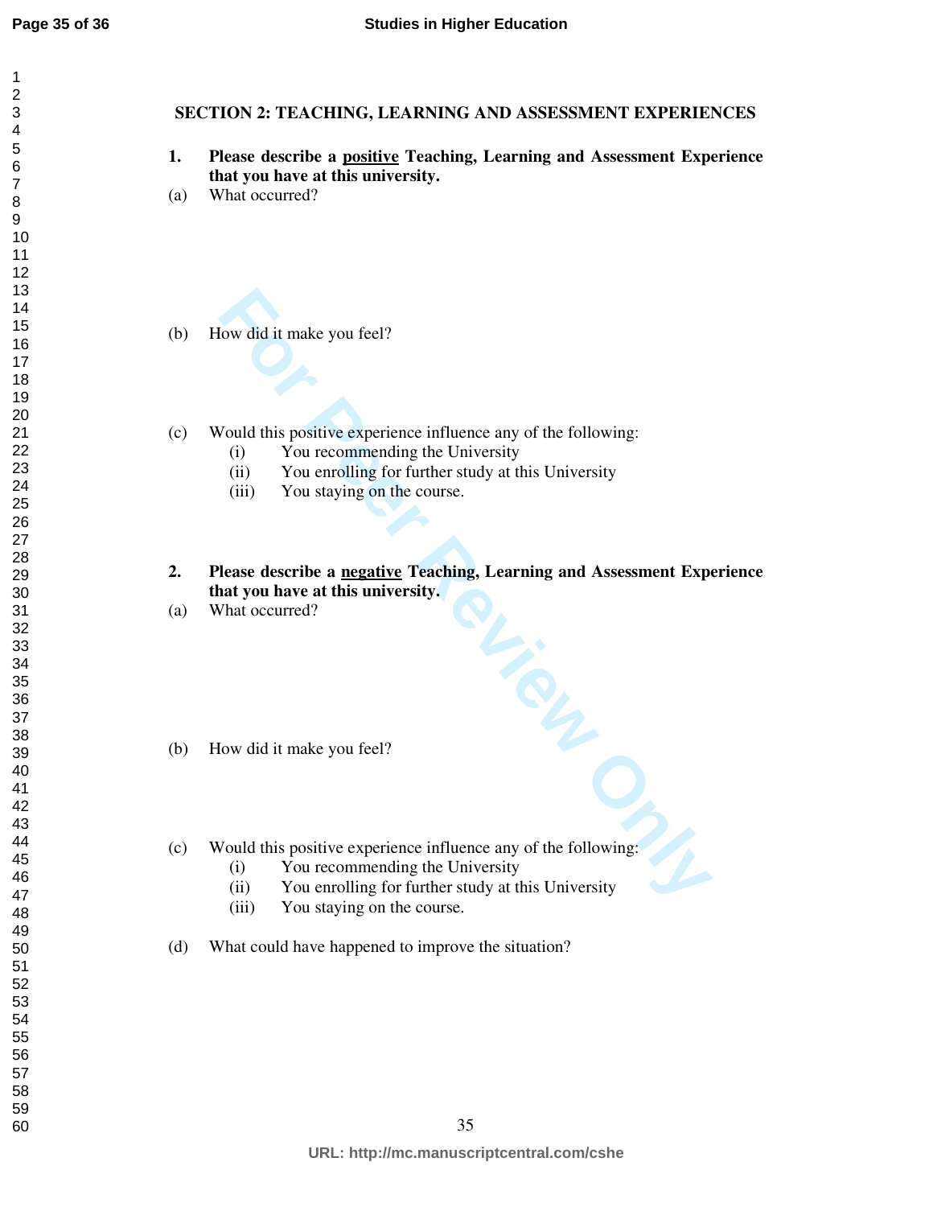## SECTION 2: TEACHING, LEARNING AND ASSESSMENT EXPERIENCES

**1. Please describe a <u>positive</u> Teaching, Learning and Assessment Experience that you have at this university.**

(a) What occurred?

(b) How did it make you feel?

(c) Would this positive experience influence any of the following:
   - (i) You recommending the University
   - (ii) You enrolling for further study at this University
   - (iii) You staying on the course.

**2. Please describe a <u>negative</u> Teaching, Learning and Assessment Experience that you have at this university.**

(a) What occurred?

(b) How did it make you feel?

(c) Would this positive experience influence any of the following:
   - (i) You recommending the University
   - (ii) You enrolling for further study at this University
   - (iii) You staying on the course.

(d) What could have happened to improve the situation?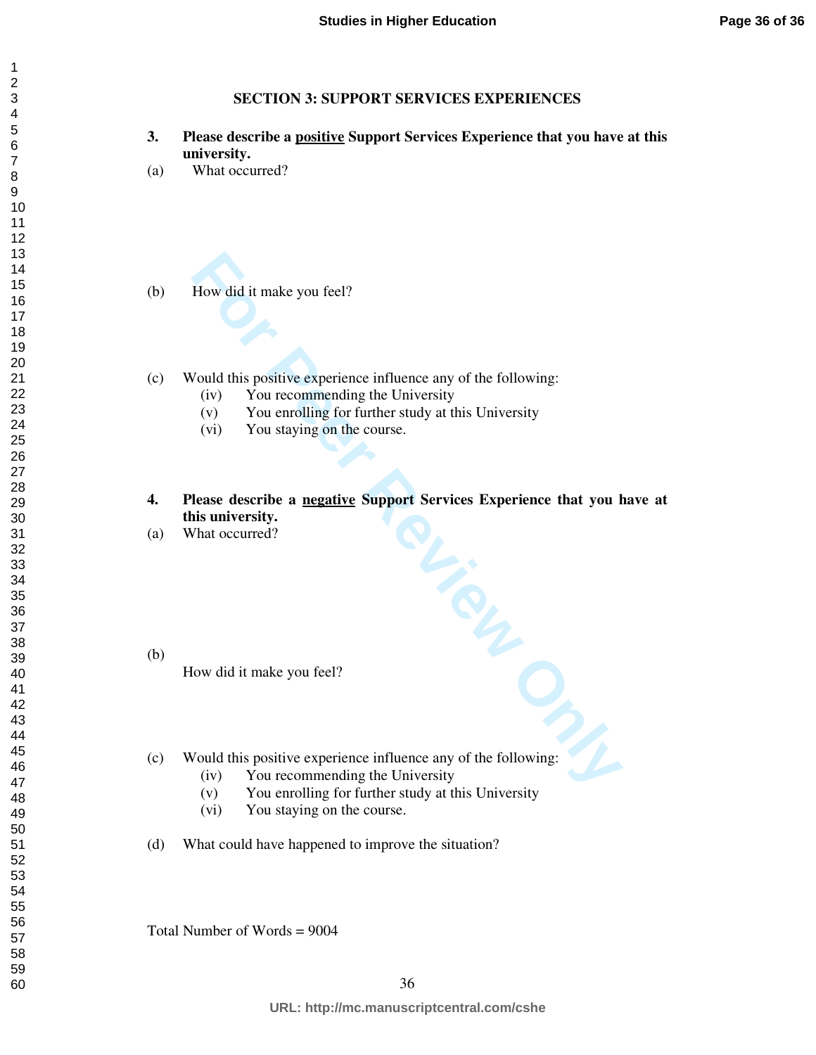## SECTION 3: SUPPORT SERVICES EXPERIENCES

**3. Please describe a <u>positive</u> Support Services Experience that you have at this university.**

(a) What occurred?

(b) How did it make you feel?

(c) Would this positive experience influence any of the following:

   (iv) You recommending the University
   (v) You enrolling for further study at this University
   (vi) You staying on the course.

**4. Please describe a <u>negative</u> Support Services Experience that you have at this university.**

(a) What occurred?

(b) How did it make you feel?

(c) Would this positive experience influence any of the following:

   (iv) You recommending the University
   (v) You enrolling for further study at this University
   (vi) You staying on the course.

(d) What could have happened to improve the situation?

Total Number of Words = 9004